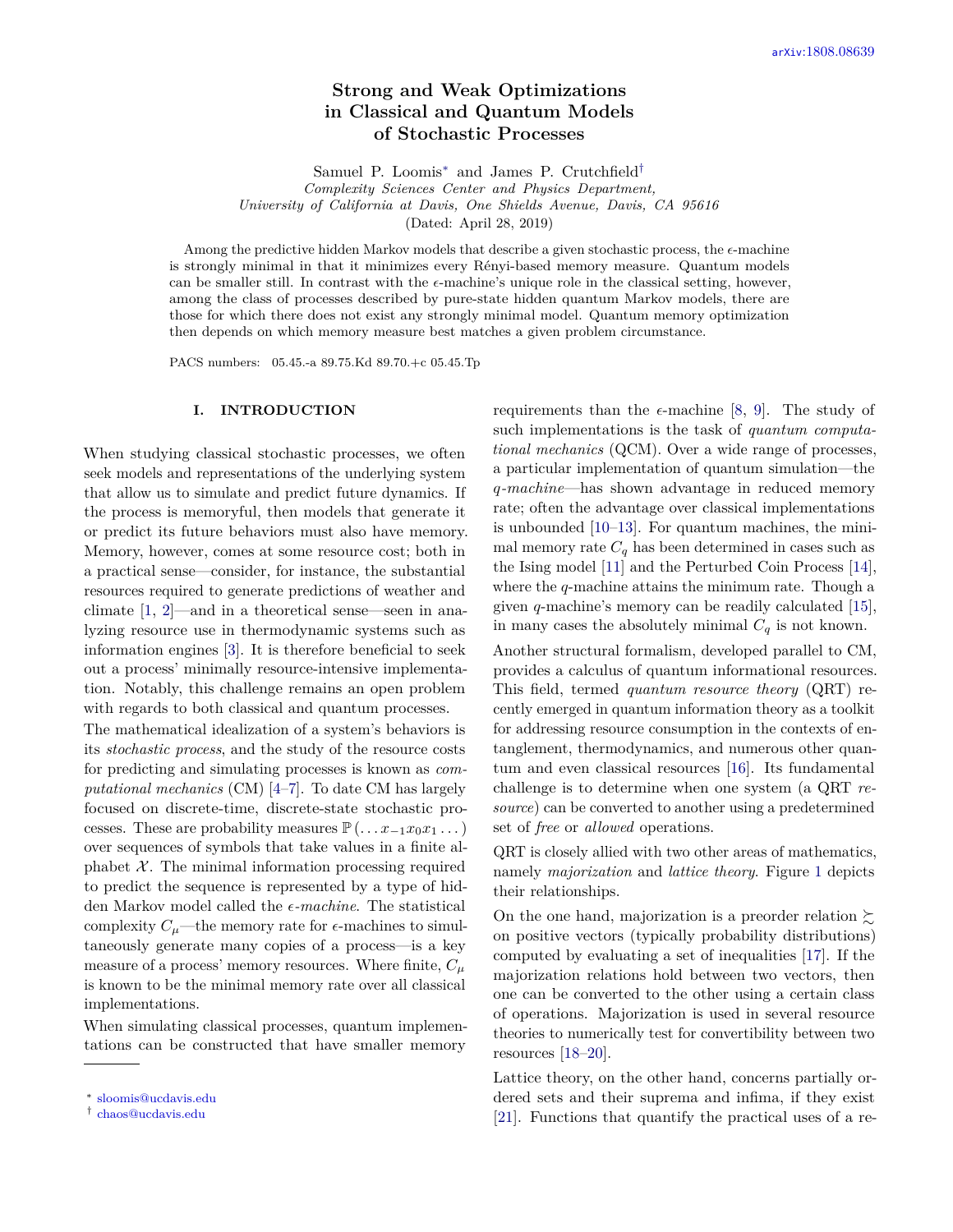# Strong and Weak Optimizations in Classical and Quantum Models of Stochastic Processes

Samuel P. Loomis[*] and James P. Crutchfield[†]

*Complexity Sciences Center and Physics Department, University of California at Davis, One Shields Avenue, Davis, CA 95616*

(Dated: April 28, 2019)

Among the predictive hidden Markov models that describe a given stochastic process, the $\epsilon$-machine is strongly minimal in that it minimizes every Rényi-based memory measure. Quantum models can be smaller still. In contrast with the $\epsilon$-machine's unique role in the classical setting, however, among the class of processes described by pure-state hidden quantum Markov models, there are those for which there does not exist any strongly minimal model. Quantum memory optimization then depends on which memory measure best matches a given problem circumstance.

PACS numbers: 05.45.-a 89.75.Kd 89.70.+c 05.45.Tp

## I. INTRODUCTION

When studying classical stochastic processes, we often seek models and representations of the underlying system that allow us to simulate and predict future dynamics. If the process is memoryful, then models that generate it or predict its future behaviors must also have memory. Memory, however, comes at some resource cost; both in a practical sense—consider, for instance, the substantial resources required to generate predictions of weather and climate [1, 2]—and in a theoretical sense—seen in analyzing resource use in thermodynamic systems such as information engines [3]. It is therefore beneficial to seek out a process' minimally resource-intensive implementation. Notably, this challenge remains an open problem with regards to both classical and quantum processes.

The mathematical idealization of a system's behaviors is its *stochastic process*, and the study of the resource costs for predicting and simulating processes is known as *computational mechanics* (CM) [4–7]. To date CM has largely focused on discrete-time, discrete-state stochastic processes. These are probability measures $\mathbb{P}(\ldots x_{-1}x_0x_1\ldots)$ over sequences of symbols that take values in a finite alphabet $\mathcal{X}$. The minimal information processing required to predict the sequence is represented by a type of hidden Markov model called the *$\epsilon$-machine*. The statistical complexity $C_\mu$—the memory rate for $\epsilon$-machines to simultaneously generate many copies of a process—is a key measure of a process' memory resources. Where finite, $C_\mu$ is known to be the minimal memory rate over all classical implementations.

When simulating classical processes, quantum implementations can be constructed that have smaller memory requirements than the $\epsilon$-machine [8, 9]. The study of such implementations is the task of *quantum computational mechanics* (QCM). Over a wide range of processes, a particular implementation of quantum simulation—the *q-machine*—has shown advantage in reduced memory rate; often the advantage over classical implementations is unbounded [10–13]. For quantum machines, the minimal memory rate $C_q$ has been determined in cases such as the Ising model [11] and the Perturbed Coin Process [14], where the $q$-machine attains the minimum rate. Though a given $q$-machine's memory can be readily calculated [15], in many cases the absolutely minimal $C_q$ is not known.

Another structural formalism, developed parallel to CM, provides a calculus of quantum informational resources. This field, termed *quantum resource theory* (QRT) recently emerged in quantum information theory as a toolkit for addressing resource consumption in the contexts of entanglement, thermodynamics, and numerous other quantum and even classical resources [16]. Its fundamental challenge is to determine when one system (a QRT *resource*) can be converted to another using a predetermined set of *free* or *allowed* operations.

QRT is closely allied with two other areas of mathematics, namely *majorization* and *lattice theory*. Figure 1 depicts their relationships.

On the one hand, majorization is a preorder relation $\succsim$ on positive vectors (typically probability distributions) computed by evaluating a set of inequalities [17]. If the majorization relations hold between two vectors, then one can be converted to the other using a certain class of operations. Majorization is used in several resource theories to numerically test for convertibility between two resources [18–20].

Lattice theory, on the other hand, concerns partially ordered sets and their suprema and infima, if they exist [21]. Functions that quantify the practical uses of a re-

[*] sloomis@ucdavis.edu
[†] chaos@ucdavis.edu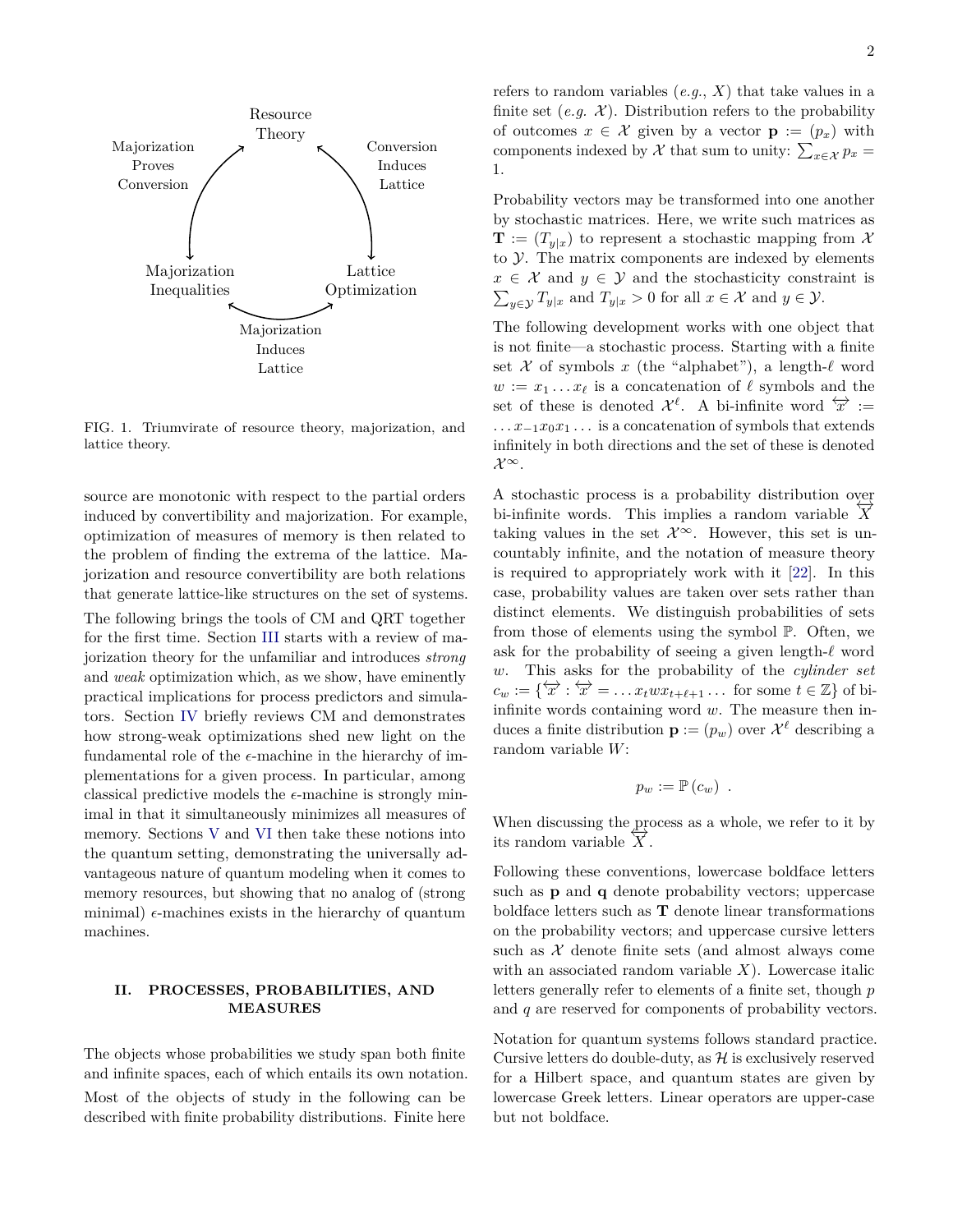Resource Theory

Majorization Proves Conversion

Conversion Induces Lattice

Majorization Inequalities

Lattice Optimization

Majorization Induces Lattice

FIG. 1. Triumvirate of resource theory, majorization, and lattice theory.

source are monotonic with respect to the partial orders induced by convertibility and majorization. For example, optimization of measures of memory is then related to the problem of finding the extrema of the lattice. Majorization and resource convertibility are both relations that generate lattice-like structures on the set of systems.

The following brings the tools of CM and QRT together for the first time. Section III starts with a review of majorization theory for the unfamiliar and introduces *strong* and *weak* optimization which, as we show, have eminently practical implications for process predictors and simulators. Section IV briefly reviews CM and demonstrates how strong-weak optimizations shed new light on the fundamental role of the $\epsilon$-machine in the hierarchy of implementations for a given process. In particular, among classical predictive models the $\epsilon$-machine is strongly minimal in that it simultaneously minimizes all measures of memory. Sections V and VI then take these notions into the quantum setting, demonstrating the universally advantageous nature of quantum modeling when it comes to memory resources, but showing that no analog of (strong minimal) $\epsilon$-machines exists in the hierarchy of quantum machines.

## II. PROCESSES, PROBABILITIES, AND MEASURES

The objects whose probabilities we study span both finite and infinite spaces, each of which entails its own notation.

Most of the objects of study in the following can be described with finite probability distributions. Finite here refers to random variables (*e.g.*, $X$) that take values in a finite set (*e.g.* $\mathcal{X}$). Distribution refers to the probability of outcomes $x \in \mathcal{X}$ given by a vector $\mathbf{p} := (p_x)$ with components indexed by $\mathcal{X}$ that sum to unity: $\sum_{x\in\mathcal{X}} p_x = 1$.

Probability vectors may be transformed into one another by stochastic matrices. Here, we write such matrices as $\mathbf{T} := (T_{y|x})$ to represent a stochastic mapping from $\mathcal{X}$ to $\mathcal{Y}$. The matrix components are indexed by elements $x \in \mathcal{X}$ and $y \in \mathcal{Y}$ and the stochasticity constraint is $\sum_{y\in\mathcal{Y}} T_{y|x}$ and $T_{y|x} > 0$ for all $x \in \mathcal{X}$ and $y \in \mathcal{Y}$.

The following development works with one object that is not finite—a stochastic process. Starting with a finite set $\mathcal{X}$ of symbols $x$ (the "alphabet"), a length-$\ell$ word $w := x_1 \ldots x_\ell$ is a concatenation of $\ell$ symbols and the set of these is denoted $\mathcal{X}^\ell$. A bi-infinite word $\overleftrightarrow{x} := \ldots x_{-1}x_0x_1\ldots$ is a concatenation of symbols that extends infinitely in both directions and the set of these is denoted $\mathcal{X}^\infty$.

A stochastic process is a probability distribution over bi-infinite words. This implies a random variable $\overleftrightarrow{X}$ taking values in the set $\mathcal{X}^\infty$. However, this set is uncountably infinite, and the notation of measure theory is required to appropriately work with it [22]. In this case, probability values are taken over sets rather than distinct elements. We distinguish probabilities of sets from those of elements using the symbol $\mathbb{P}$. Often, we ask for the probability of seeing a given length-$\ell$ word $w$. This asks for the probability of the *cylinder set* $c_w := \{\overleftrightarrow{x} : \overleftrightarrow{x} = \ldots x_t w x_{t+\ell+1} \ldots \text{ for some } t \in \mathbb{Z}\}$ of bi-infinite words containing word $w$. The measure then induces a finite distribution $\mathbf{p} := (p_w)$ over $\mathcal{X}^\ell$ describing a random variable $W$:

$$p_w := \mathbb{P}\left(c_w\right) \ .$$

When discussing the process as a whole, we refer to it by its random variable $\overleftrightarrow{X}$.

Following these conventions, lowercase boldface letters such as $\mathbf{p}$ and $\mathbf{q}$ denote probability vectors; uppercase boldface letters such as $\mathbf{T}$ denote linear transformations on the probability vectors; and uppercase cursive letters such as $\mathcal{X}$ denote finite sets (and almost always come with an associated random variable $X$). Lowercase italic letters generally refer to elements of a finite set, though $p$ and $q$ are reserved for components of probability vectors.

Notation for quantum systems follows standard practice. Cursive letters do double-duty, as $\mathcal{H}$ is exclusively reserved for a Hilbert space, and quantum states are given by lowercase Greek letters. Linear operators are upper-case but not boldface.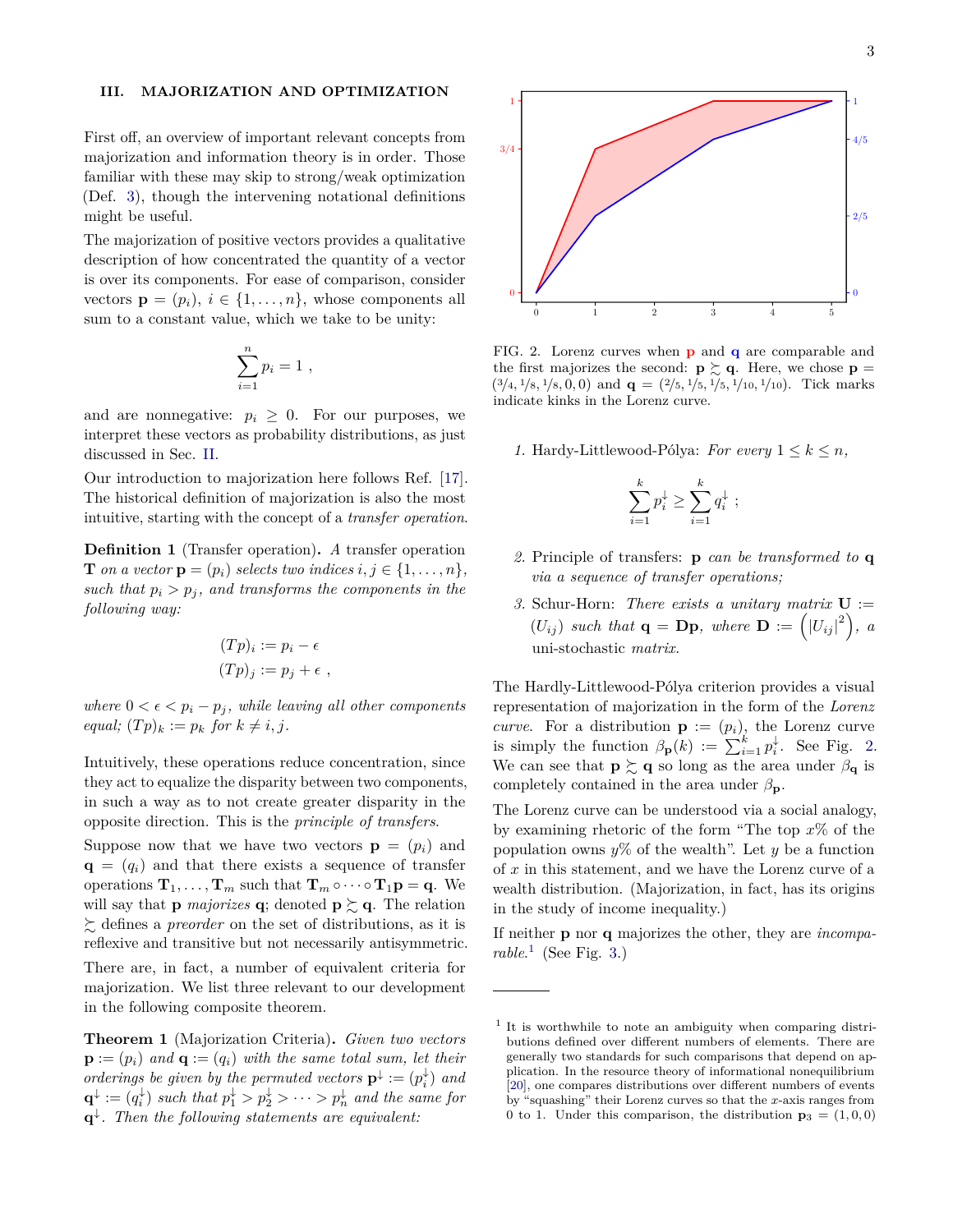## III. MAJORIZATION AND OPTIMIZATION

First off, an overview of important relevant concepts from majorization and information theory is in order. Those familiar with these may skip to strong/weak optimization (Def. 3), though the intervening notational definitions might be useful.

The majorization of positive vectors provides a qualitative description of how concentrated the quantity of a vector is over its components. For ease of comparison, consider vectors $\mathbf{p} = (p_i)$, $i \in \{1, \ldots, n\}$, whose components all sum to a constant value, which we take to be unity:

$$\sum_{i=1}^{n} p_i = 1 ,$$

and are nonnegative: $p_i \geq 0$. For our purposes, we interpret these vectors as probability distributions, as just discussed in Sec. II.

Our introduction to majorization here follows Ref. [17]. The historical definition of majorization is also the most intuitive, starting with the concept of a *transfer operation*.

**Definition 1** (Transfer operation). *A transfer operation $\mathbf{T}$ on a vector $\mathbf{p} = (p_i)$ selects two indices $i, j \in \{1, \ldots, n\}$, such that $p_i > p_j$, and transforms the components in the following way:*

$$(Tp)_i := p_i - \epsilon$$
$$(Tp)_j := p_j + \epsilon ,$$

*where $0 < \epsilon < p_i - p_j$, while leaving all other components equal; $(Tp)_k := p_k$ for $k \neq i, j$.*

Intuitively, these operations reduce concentration, since they act to equalize the disparity between two components, in such a way as to not create greater disparity in the opposite direction. This is the *principle of transfers*.

Suppose now that we have two vectors $\mathbf{p} = (p_i)$ and $\mathbf{q} = (q_i)$ and that there exists a sequence of transfer operations $\mathbf{T}_1, \ldots, \mathbf{T}_m$ such that $\mathbf{T}_m \circ \cdots \circ \mathbf{T}_1 \mathbf{p} = \mathbf{q}$. We will say that $\mathbf{p}$ *majorizes* $\mathbf{q}$; denoted $\mathbf{p} \succsim \mathbf{q}$. The relation $\succsim$ defines a *preorder* on the set of distributions, as it is reflexive and transitive but not necessarily antisymmetric.

There are, in fact, a number of equivalent criteria for majorization. We list three relevant to our development in the following composite theorem.

**Theorem 1** (Majorization Criteria). *Given two vectors $\mathbf{p} := (p_i)$ and $\mathbf{q} := (q_i)$ with the same total sum, let their orderings be given by the permuted vectors $\mathbf{p}^{\downarrow} := (p_i^{\downarrow})$ and $\mathbf{q}^{\downarrow} := (q_i^{\downarrow})$ such that $p_1^{\downarrow} > p_2^{\downarrow} > \cdots > p_n^{\downarrow}$ and the same for $\mathbf{q}^{\downarrow}$. Then the following statements are equivalent:*

1. Hardy-Littlewood-Pólya: *For every $1 \leq k \leq n$,*

$$\sum_{i=1}^{k} p_i^{\downarrow} \geq \sum_{i=1}^{k} q_i^{\downarrow} ;$$

2. Principle of transfers: $\mathbf{p}$ *can be transformed to* $\mathbf{q}$ *via a sequence of transfer operations;*
3. Schur-Horn: *There exists a unitary matrix $\mathbf{U} := (U_{ij})$ such that $\mathbf{q} = \mathbf{D}\mathbf{p}$, where $\mathbf{D} := \left(|U_{ij}|^2\right)$, a* uni-stochastic *matrix.*

FIG. 2. Lorenz curves when $\mathbf{p}$ and $\mathbf{q}$ are comparable and the first majorizes the second: $\mathbf{p} \succsim \mathbf{q}$. Here, we chose $\mathbf{p} = (3/4, 1/8, 1/8, 0, 0)$ and $\mathbf{q} = (2/5, 1/5, 1/5, 1/10, 1/10)$. Tick marks indicate kinks in the Lorenz curve.

The Hardly-Littlewood-Pólya criterion provides a visual representation of majorization in the form of the *Lorenz curve*. For a distribution $\mathbf{p} := (p_i)$, the Lorenz curve is simply the function $\beta_{\mathbf{p}}(k) := \sum_{i=1}^{k} p_i^{\downarrow}$. See Fig. 2. We can see that $\mathbf{p} \succsim \mathbf{q}$ so long as the area under $\beta_{\mathbf{q}}$ is completely contained in the area under $\beta_{\mathbf{p}}$.

The Lorenz curve can be understood via a social analogy, by examining rhetoric of the form "The top $x$% of the population owns $y$% of the wealth". Let $y$ be a function of $x$ in this statement, and we have the Lorenz curve of a wealth distribution. (Majorization, in fact, has its origins in the study of income inequality.)

If neither $\mathbf{p}$ nor $\mathbf{q}$ majorizes the other, they are *incomparable*.[1] (See Fig. 3.)

[1] It is worthwhile to note an ambiguity when comparing distributions defined over different numbers of elements. There are generally two standards for such comparisons that depend on application. In the resource theory of informational nonequilibrium [20], one compares distributions over different numbers of events by "squashing" their Lorenz curves so that the $x$-axis ranges from 0 to 1. Under this comparison, the distribution $\mathbf{p}_3 = (1, 0, 0)$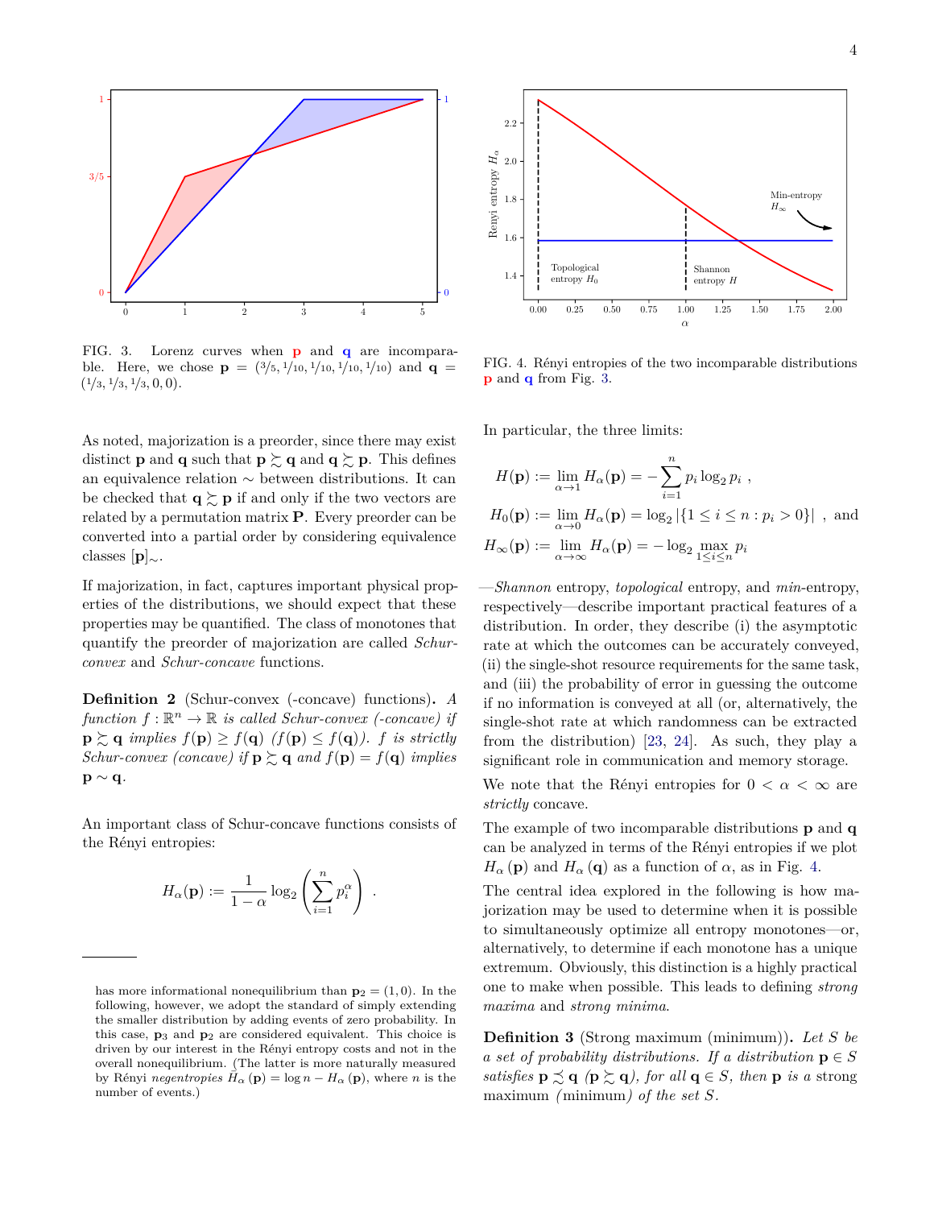FIG. 3. Lorenz curves when $\mathbf{p}$ and $\mathbf{q}$ are incomparable. Here, we chose $\mathbf{p} = (3/5, 1/10, 1/10, 1/10, 1/10)$ and $\mathbf{q} = (1/3, 1/3, 1/3, 0, 0)$.

FIG. 4. Rényi entropies of the two incomparable distributions $\mathbf{p}$ and $\mathbf{q}$ from Fig. 3.

As noted, majorization is a preorder, since there may exist distinct $\mathbf{p}$ and $\mathbf{q}$ such that $\mathbf{p} \succsim \mathbf{q}$ and $\mathbf{q} \succsim \mathbf{p}$. This defines an equivalence relation $\sim$ between distributions. It can be checked that $\mathbf{q} \succsim \mathbf{p}$ if and only if the two vectors are related by a permutation matrix $\mathbf{P}$. Every preorder can be converted into a partial order by considering equivalence classes $[\mathbf{p}]_\sim$.

If majorization, in fact, captures important physical properties of the distributions, we should expect that these properties may be quantified. The class of monotones that quantify the preorder of majorization are called *Schur-convex* and *Schur-concave* functions.

**Definition 2** (Schur-convex (-concave) functions)**.** *A function $f : \mathbb{R}^n \to \mathbb{R}$ is called Schur-convex (-concave) if $\mathbf{p} \succsim \mathbf{q}$ implies $f(\mathbf{p}) \geq f(\mathbf{q})$ ($f(\mathbf{p}) \leq f(\mathbf{q})$). $f$ is strictly Schur-convex (concave) if $\mathbf{p} \succsim \mathbf{q}$ and $f(\mathbf{p}) = f(\mathbf{q})$ implies $\mathbf{p} \sim \mathbf{q}$.*

An important class of Schur-concave functions consists of the Rényi entropies:

$$H_\alpha(\mathbf{p}) := \frac{1}{1-\alpha} \log_2 \left( \sum_{i=1}^{n} p_i^\alpha \right) .$$

In particular, the three limits:

$$H(\mathbf{p}) := \lim_{\alpha \to 1} H_\alpha(\mathbf{p}) = -\sum_{i=1}^{n} p_i \log_2 p_i \ ,$$

$$H_0(\mathbf{p}) := \lim_{\alpha \to 0} H_\alpha(\mathbf{p}) = \log_2 |\{1 \leq i \leq n : p_i > 0\}| \ , \text{ and}$$

$$H_\infty(\mathbf{p}) := \lim_{\alpha \to \infty} H_\alpha(\mathbf{p}) = -\log_2 \max_{1 \leq i \leq n} p_i$$

—*Shannon* entropy, *topological* entropy, and *min*-entropy, respectively—describe important practical features of a distribution. In order, they describe (i) the asymptotic rate at which the outcomes can be accurately conveyed, (ii) the single-shot resource requirements for the same task, and (iii) the probability of error in guessing the outcome if no information is conveyed at all (or, alternatively, the single-shot rate at which randomness can be extracted from the distribution) [23, 24]. As such, they play a significant role in communication and memory storage.

We note that the Rényi entropies for $0 < \alpha < \infty$ are *strictly* concave.

The example of two incomparable distributions $\mathbf{p}$ and $\mathbf{q}$ can be analyzed in terms of the Rényi entropies if we plot $H_\alpha(\mathbf{p})$ and $H_\alpha(\mathbf{q})$ as a function of $\alpha$, as in Fig. 4.

The central idea explored in the following is how majorization may be used to determine when it is possible to simultaneously optimize all entropy monotones—or, alternatively, to determine if each monotone has a unique extremum. Obviously, this distinction is a highly practical one to make when possible. This leads to defining *strong maxima* and *strong minima*.

**Definition 3** (Strong maximum (minimum))**.** *Let $S$ be a set of probability distributions. If a distribution $\mathbf{p} \in S$ satisfies $\mathbf{p} \precsim \mathbf{q}$ ($\mathbf{p} \succsim \mathbf{q}$), for all $\mathbf{q} \in S$, then $\mathbf{p}$ is a* strong maximum *(*minimum*) of the set $S$.*

has more informational nonequilibrium than $\mathbf{p}_2 = (1, 0)$. In the following, however, we adopt the standard of simply extending the smaller distribution by adding events of zero probability. In this case, $\mathbf{p}_3$ and $\mathbf{p}_2$ are considered equivalent. This choice is driven by our interest in the Rényi entropy costs and not in the overall nonequilibrium. (The latter is more naturally measured by Rényi *negentropies* $\bar{H}_\alpha(\mathbf{p}) = \log n - H_\alpha(\mathbf{p})$, where $n$ is the number of events.)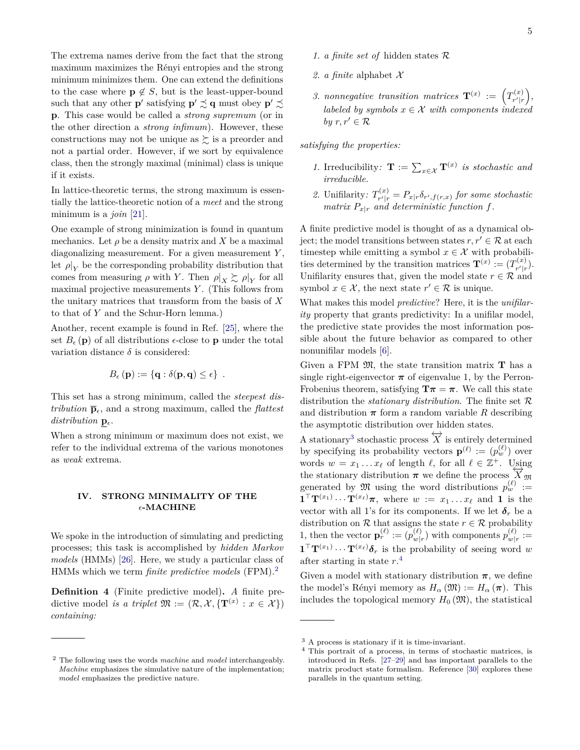The extrema names derive from the fact that the strong maximum maximizes the Rényi entropies and the strong minimum minimizes them. One can extend the definitions to the case where $\mathbf{p} \notin S$, but is the least-upper-bound such that any other $\mathbf{p}'$ satisfying $\mathbf{p}' \precsim \mathbf{q}$ must obey $\mathbf{p}' \precsim \mathbf{p}$. This case would be called a *strong supremum* (or in the other direction a *strong infimum*). However, these constructions may not be unique as $\succsim$ is a preorder and not a partial order. However, if we sort by equivalence class, then the strongly maximal (minimal) class is unique if it exists.

In lattice-theoretic terms, the strong maximum is essentially the lattice-theoretic notion of a *meet* and the strong minimum is a *join* [21].

One example of strong minimization is found in quantum mechanics. Let $\rho$ be a density matrix and $X$ be a maximal diagonalizing measurement. For a given measurement $Y$, let $\rho|_Y$ be the corresponding probability distribution that comes from measuring $\rho$ with $Y$. Then $\rho|_X \succsim \rho|_Y$ for all maximal projective measurements $Y$. (This follows from the unitary matrices that transform from the basis of $X$ to that of $Y$ and the Schur-Horn lemma.)

Another, recent example is found in Ref. [25], where the set $B_\epsilon(\mathbf{p})$ of all distributions $\epsilon$-close to $\mathbf{p}$ under the total variation distance $\delta$ is considered:

$$B_\epsilon(\mathbf{p}) := \{\mathbf{q} : \delta(\mathbf{p},\mathbf{q}) \leq \epsilon\} \ .$$

This set has a strong minimum, called the *steepest distribution* $\overline{\mathbf{p}}_\epsilon$, and a strong maximum, called the *flattest distribution* $\underline{\mathbf{p}}_\epsilon$.

When a strong minimum or maximum does not exist, we refer to the individual extrema of the various monotones as *weak* extrema.

## IV. STRONG MINIMALITY OF THE $\epsilon$-MACHINE

We spoke in the introduction of simulating and predicting processes; this task is accomplished by *hidden Markov models* (HMMs) [26]. Here, we study a particular class of HMMs which we term *finite predictive models* (FPM).[2]

**Definition 4** (Finite predictive model)**.** *A* finite predictive model *is a triplet* $\mathfrak{M} := (\mathcal{R}, \mathcal{X}, \{\mathbf{T}^{(x)} : x \in \mathcal{X}\})$ *containing:*

1. *a finite set of* hidden states $\mathcal{R}$
2. *a finite* alphabet $\mathcal{X}$
3. *nonnegative transition matrices* $\mathbf{T}^{(x)} := \left(T^{(x)}_{r'|r}\right)$*, labeled by symbols* $x \in \mathcal{X}$ *with components indexed by* $r, r' \in \mathcal{R}$

*satisfying the properties:*

1. Irreducibility*:* $\mathbf{T} := \sum_{x\in\mathcal{X}} \mathbf{T}^{(x)}$ *is stochastic and irreducible.*
2. Unifilarity*:* $T^{(x)}_{r'|r} = P_{x|r}\delta_{r',f(r,x)}$ *for some stochastic matrix* $P_{x|r}$ *and deterministic function* $f$*.*

A finite predictive model is thought of as a dynamical object; the model transitions between states $r, r' \in \mathcal{R}$ at each timestep while emitting a symbol $x \in \mathcal{X}$ with probabilities determined by the transition matrices $\mathbf{T}^{(x)} := (T^{(x)}_{r'|r})$. Unifilarity ensures that, given the model state $r \in \mathcal{R}$ and symbol $x \in \mathcal{X}$, the next state $r' \in \mathcal{R}$ is unique.

What makes this model *predictive*? Here, it is the *unifilarity* property that grants predictivity: In a unifilar model, the predictive state provides the most information possible about the future behavior as compared to other nonunifilar models [6].

Given a FPM $\mathfrak{M}$, the state transition matrix $\mathbf{T}$ has a single right-eigenvector $\boldsymbol{\pi}$ of eigenvalue 1, by the Perron-Frobenius theorem, satisfying $\mathbf{T}\boldsymbol{\pi} = \boldsymbol{\pi}$. We call this state distribution the *stationary distribution*. The finite set $\mathcal{R}$ and distribution $\boldsymbol{\pi}$ form a random variable $R$ describing the asymptotic distribution over hidden states.

A stationary[3] stochastic process $\overleftrightarrow{X}$ is entirely determined by specifying its probability vectors $\mathbf{p}^{(\ell)} := (p^{(\ell)}_w)$ over words $w = x_1 \ldots x_\ell$ of length $\ell$, for all $\ell \in \mathbb{Z}^+$. Using the stationary distribution $\boldsymbol{\pi}$ we define the process $\overleftrightarrow{X}_{\mathfrak{M}}$ generated by $\mathfrak{M}$ using the word distributions $p^{(\ell)}_w := \mathbf{1}^\top \mathbf{T}^{(x_1)} \ldots \mathbf{T}^{(x_\ell)}\boldsymbol{\pi}$, where $w := x_1 \ldots x_\ell$ and $\mathbf{1}$ is the vector with all 1's for its components. If we let $\boldsymbol{\delta}_r$ be a distribution on $\mathcal{R}$ that assigns the state $r \in \mathcal{R}$ probability 1, then the vector $\mathbf{p}^{(\ell)}_r := (p^{(\ell)}_{w|r})$ with components $p^{(\ell)}_{w|r} := \mathbf{1}^\top \mathbf{T}^{(x_1)} \ldots \mathbf{T}^{(x_\ell)}\boldsymbol{\delta}_r$ is the probability of seeing word $w$ after starting in state $r$.[4]

Given a model with stationary distribution $\boldsymbol{\pi}$, we define the model's Rényi memory as $H_\alpha(\mathfrak{M}) := H_\alpha(\boldsymbol{\pi})$. This includes the topological memory $H_0(\mathfrak{M})$, the statistical

---

[2] The following uses the words *machine* and *model* interchangeably. *Machine* emphasizes the simulative nature of the implementation; *model* emphasizes the predictive nature.

[3] A process is stationary if it is time-invariant.

[4] This portrait of a process, in terms of stochastic matrices, is introduced in Refs. [27–29] and has important parallels to the matrix product state formalism. Reference [30] explores these parallels in the quantum setting.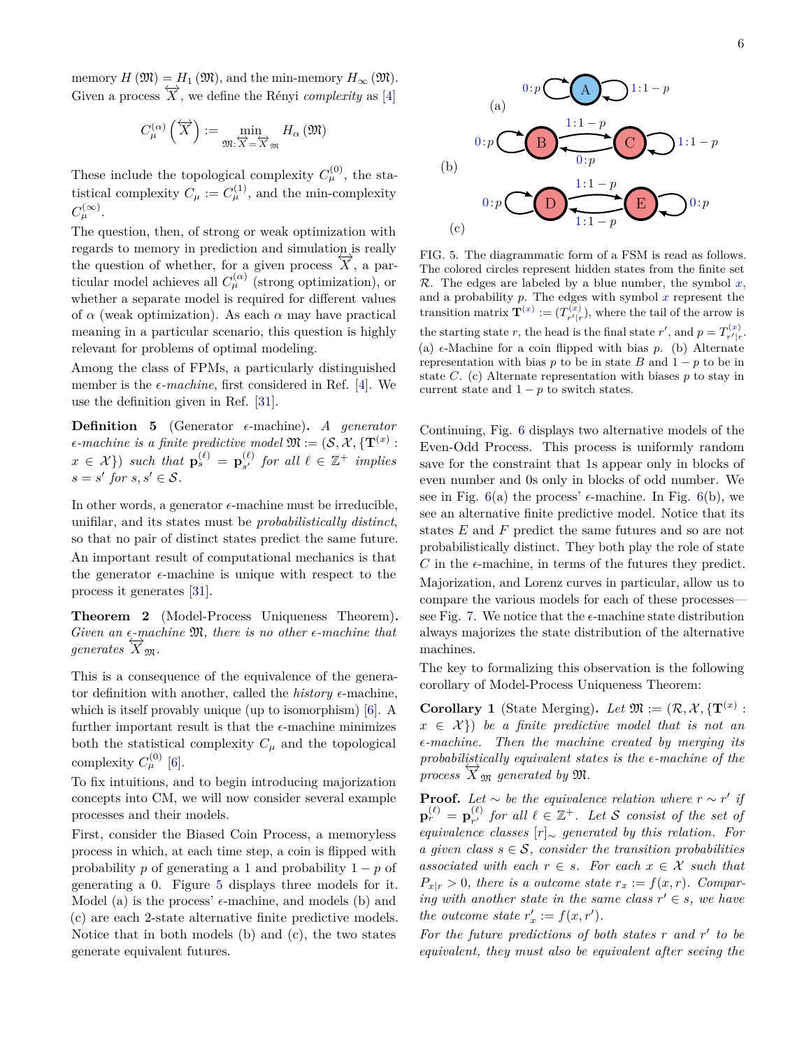memory $H(\mathfrak{M}) = H_1(\mathfrak{M})$, and the min-memory $H_\infty(\mathfrak{M})$. Given a process $\overleftrightarrow{X}$, we define the Rényi *complexity* as [4]

$$C_\mu^{(\alpha)}\left(\overleftrightarrow{X}\right) := \min_{\mathfrak{M}:\overleftrightarrow{X}=\overleftrightarrow{X}_\mathfrak{M}} H_\alpha(\mathfrak{M})$$

These include the topological complexity $C_\mu^{(0)}$, the statistical complexity $C_\mu := C_\mu^{(1)}$, and the min-complexity $C_\mu^{(\infty)}$.

The question, then, of strong or weak optimization with regards to memory in prediction and simulation is really the question of whether, for a given process $\overleftrightarrow{X}$, a particular model achieves all $C_\mu^{(\alpha)}$ (strong optimization), or whether a separate model is required for different values of $\alpha$ (weak optimization). As each $\alpha$ may have practical meaning in a particular scenario, this question is highly relevant for problems of optimal modeling.

Among the class of FPMs, a particularly distinguished member is the $\epsilon$-*machine*, first considered in Ref. [4]. We use the definition given in Ref. [31].

**Definition 5** (Generator $\epsilon$-machine). *A generator $\epsilon$-machine is a finite predictive model $\mathfrak{M} := (\mathcal{S}, \mathcal{X}, \{\mathbf{T}^{(x)} : x \in \mathcal{X}\})$ such that $\mathbf{p}_s^{(\ell)} = \mathbf{p}_{s'}^{(\ell)}$ for all $\ell \in \mathbb{Z}^+$ implies $s = s'$ for $s, s' \in \mathcal{S}$.*

In other words, a generator $\epsilon$-machine must be irreducible, unifilar, and its states must be *probabilistically distinct*, so that no pair of distinct states predict the same future.

An important result of computational mechanics is that the generator $\epsilon$-machine is unique with respect to the process it generates [31].

**Theorem 2** (Model-Process Uniqueness Theorem). *Given an $\epsilon$-machine $\mathfrak{M}$, there is no other $\epsilon$-machine that generates $\overleftrightarrow{X}_\mathfrak{M}$.*

This is a consequence of the equivalence of the generator definition with another, called the *history* $\epsilon$-machine, which is itself provably unique (up to isomorphism) [6]. A further important result is that the $\epsilon$-machine minimizes both the statistical complexity $C_\mu$ and the topological complexity $C_\mu^{(0)}$ [6].

To fix intuitions, and to begin introducing majorization concepts into CM, we will now consider several example processes and their models.

First, consider the Biased Coin Process, a memoryless process in which, at each time step, a coin is flipped with probability $p$ of generating a 1 and probability $1-p$ of generating a 0. Figure 5 displays three models for it. Model (a) is the process' $\epsilon$-machine, and models (b) and (c) are each 2-state alternative finite predictive models. Notice that in both models (b) and (c), the two states generate equivalent futures.

FIG. 5. The diagrammatic form of a FSM is read as follows. The colored circles represent hidden states from the finite set $\mathcal{R}$. The edges are labeled by a blue number, the symbol $x$, and a probability $p$. The edges with symbol $x$ represent the transition matrix $\mathbf{T}^{(x)} := (T_{r'|r}^{(x)})$, where the tail of the arrow is the starting state $r$, the head is the final state $r'$, and $p = T_{r'|r}^{(x)}$. (a) $\epsilon$-Machine for a coin flipped with bias $p$. (b) Alternate representation with bias $p$ to be in state $B$ and $1-p$ to be in state $C$. (c) Alternate representation with biases $p$ to stay in current state and $1-p$ to switch states.

Continuing, Fig. 6 displays two alternative models of the Even-Odd Process. This process is uniformly random save for the constraint that 1s appear only in blocks of even number and 0s only in blocks of odd number. We see in Fig. 6(a) the process' $\epsilon$-machine. In Fig. 6(b), we see an alternative finite predictive model. Notice that its states $E$ and $F$ predict the same futures and so are not probabilistically distinct. They both play the role of state $C$ in the $\epsilon$-machine, in terms of the futures they predict.

Majorization, and Lorenz curves in particular, allow us to compare the various models for each of these processes—see Fig. 7. We notice that the $\epsilon$-machine state distribution always majorizes the state distribution of the alternative machines.

The key to formalizing this observation is the following corollary of Model-Process Uniqueness Theorem:

**Corollary 1** (State Merging). *Let $\mathfrak{M} := (\mathcal{R}, \mathcal{X}, \{\mathbf{T}^{(x)} : x \in \mathcal{X}\})$ be a finite predictive model that is not an $\epsilon$-machine. Then the machine created by merging its probabilistically equivalent states is the $\epsilon$-machine of the process $\overleftrightarrow{X}_\mathfrak{M}$ generated by $\mathfrak{M}$.*

**Proof.** *Let $\sim$ be the equivalence relation where $r \sim r'$ if $\mathbf{p}_r^{(\ell)} = \mathbf{p}_{r'}^{(\ell)}$ for all $\ell \in \mathbb{Z}^+$. Let $\mathcal{S}$ consist of the set of equivalence classes $[r]_\sim$ generated by this relation. For a given class $s \in \mathcal{S}$, consider the transition probabilities associated with each $r \in s$. For each $x \in \mathcal{X}$ such that $P_{x|r} > 0$, there is a outcome state $r_x := f(x, r)$. Comparing with another state in the same class $r' \in s$, we have the outcome state $r'_x := f(x, r')$.*

*For the future predictions of both states $r$ and $r'$ to be equivalent, they must also be equivalent after seeing the*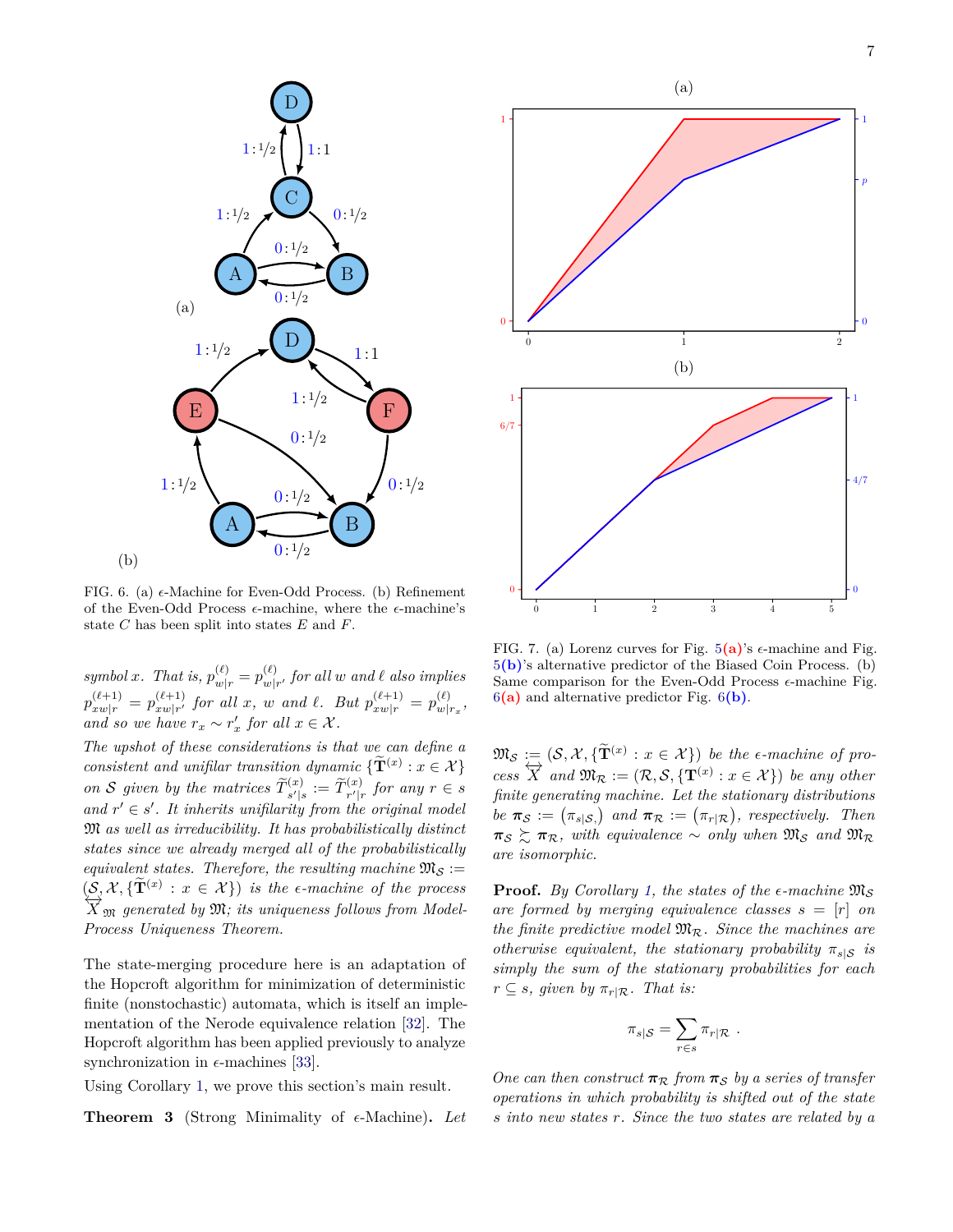FIG. 6. (a) $\epsilon$-Machine for Even-Odd Process. (b) Refinement of the Even-Odd Process $\epsilon$-machine, where the $\epsilon$-machine's state $C$ has been split into states $E$ and $F$.

*symbol $x$. That is, $p^{(\ell)}_{w|r} = p^{(\ell)}_{w|r'}$ for all $w$ and $\ell$ also implies $p^{(\ell+1)}_{xw|r} = p^{(\ell+1)}_{xw|r'}$ for all $x$, $w$ and $\ell$. But $p^{(\ell+1)}_{xw|r} = p^{(\ell)}_{w|r_x}$, and so we have $r_x \sim r'_x$ for all $x \in \mathcal{X}$.*

*The upshot of these considerations is that we can define a consistent and unifilar transition dynamic $\{\widetilde{\mathbf{T}}^{(x)} : x \in \mathcal{X}\}$ on $\mathcal{S}$ given by the matrices $\widetilde{T}^{(x)}_{s'|s} := \widetilde{T}^{(x)}_{r'|r}$ for any $r \in s$ and $r' \in s'$. It inherits unifilarity from the original model $\mathfrak{M}$ as well as irreducibility. It has probabilistically distinct states since we already merged all of the probabilistically equivalent states. Therefore, the resulting machine $\mathfrak{M}_{\mathcal{S}} := (\mathcal{S}, \mathcal{X}, \{\widetilde{\mathbf{T}}^{(x)} : x \in \mathcal{X}\})$ is the $\epsilon$-machine of the process $\overleftrightarrow{X}_{\mathfrak{M}}$ generated by $\mathfrak{M}$; its uniqueness follows from Model-Process Uniqueness Theorem.*

The state-merging procedure here is an adaptation of the Hopcroft algorithm for minimization of deterministic finite (nonstochastic) automata, which is itself an implementation of the Nerode equivalence relation [32]. The Hopcroft algorithm has been applied previously to analyze synchronization in $\epsilon$-machines [33].

Using Corollary 1, we prove this section's main result.

**Theorem 3** (Strong Minimality of $\epsilon$-Machine)**.** *Let $\mathfrak{M}_{\mathcal{S}} := (\mathcal{S}, \mathcal{X}, \{\widetilde{\mathbf{T}}^{(x)} : x \in \mathcal{X}\})$ be the $\epsilon$-machine of process $\overleftrightarrow{X}$ and $\mathfrak{M}_{\mathcal{R}} := (\mathcal{R}, \mathcal{S}, \{\mathbf{T}^{(x)} : x \in \mathcal{X}\})$ be any other finite generating machine. Let the stationary distributions be $\boldsymbol{\pi}_{\mathcal{S}} := \left(\pi_{s|\mathcal{S}}\right)$ and $\boldsymbol{\pi}_{\mathcal{R}} := \left(\pi_{r|\mathcal{R}}\right)$, respectively. Then $\boldsymbol{\pi}_{\mathcal{S}} \succsim \boldsymbol{\pi}_{\mathcal{R}}$, with equivalence $\sim$ only when $\mathfrak{M}_{\mathcal{S}}$ and $\mathfrak{M}_{\mathcal{R}}$ are isomorphic.*

FIG. 7. (a) Lorenz curves for Fig. 5(a)'s $\epsilon$-machine and Fig. 5(b)'s alternative predictor of the Biased Coin Process. (b) Same comparison for the Even-Odd Process $\epsilon$-machine Fig. 6(a) and alternative predictor Fig. 6(b).

**Proof.** *By Corollary 1, the states of the $\epsilon$-machine $\mathfrak{M}_{\mathcal{S}}$ are formed by merging equivalence classes $s = [r]$ on the finite predictive model $\mathfrak{M}_{\mathcal{R}}$. Since the machines are otherwise equivalent, the stationary probability $\pi_{s|\mathcal{S}}$ is simply the sum of the stationary probabilities for each $r \subseteq s$, given by $\pi_{r|\mathcal{R}}$. That is:*

$$\pi_{s|\mathcal{S}} = \sum_{r \in s} \pi_{r|\mathcal{R}} \ .$$

*One can then construct $\boldsymbol{\pi}_{\mathcal{R}}$ from $\boldsymbol{\pi}_{\mathcal{S}}$ by a series of transfer operations in which probability is shifted out of the state $s$ into new states $r$. Since the two states are related by a*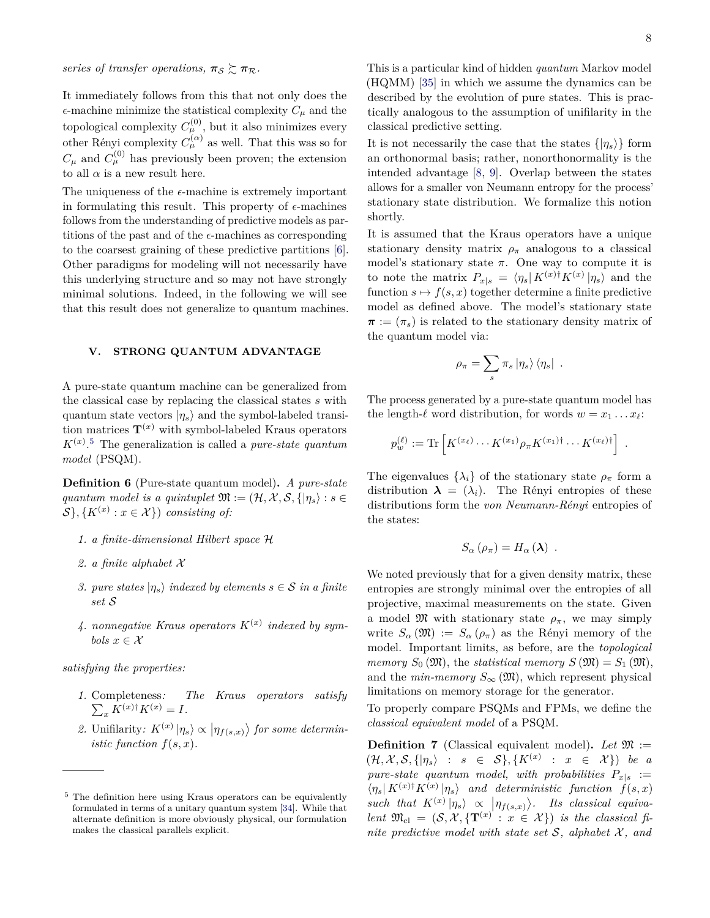*series of transfer operations,* $\boldsymbol{\pi}_\mathcal{S} \precsim \boldsymbol{\pi}_\mathcal{R}$.

It immediately follows from this that not only does the $\epsilon$-machine minimize the statistical complexity $C_\mu$ and the topological complexity $C_\mu^{(0)}$, but it also minimizes every other Rényi complexity $C_\mu^{(\alpha)}$ as well. That this was so for $C_\mu$ and $C_\mu^{(0)}$ has previously been proven; the extension to all $\alpha$ is a new result here.

The uniqueness of the $\epsilon$-machine is extremely important in formulating this result. This property of $\epsilon$-machines follows from the understanding of predictive models as partitions of the past and of the $\epsilon$-machines as corresponding to the coarsest graining of these predictive partitions [6]. Other paradigms for modeling will not necessarily have this underlying structure and so may not have strongly minimal solutions. Indeed, in the following we will see that this result does not generalize to quantum machines.

## V. STRONG QUANTUM ADVANTAGE

A pure-state quantum machine can be generalized from the classical case by replacing the classical states $s$ with quantum state vectors $|\eta_s\rangle$ and the symbol-labeled transition matrices $\mathbf{T}^{(x)}$ with symbol-labeled Kraus operators $K^{(x)}$.[5] The generalization is called a *pure-state quantum model* (PSQM).

**Definition 6** (Pure-state quantum model)**.** *A pure-state quantum model is a quintuplet* $\mathfrak{M} := (\mathcal{H}, \mathcal{X}, \mathcal{S}, \{|\eta_s\rangle : s \in \mathcal{S}\}, \{K^{(x)} : x \in \mathcal{X}\})$ *consisting of:*

1. *a finite-dimensional Hilbert space* $\mathcal{H}$
2. *a finite alphabet* $\mathcal{X}$
3. *pure states* $|\eta_s\rangle$ *indexed by elements* $s \in \mathcal{S}$ *in a finite set* $\mathcal{S}$
4. *nonnegative Kraus operators* $K^{(x)}$ *indexed by symbols* $x \in \mathcal{X}$

*satisfying the properties:*

1. Completeness*: The Kraus operators satisfy* $\sum_x K^{(x)\dagger} K^{(x)} = I$*.*
2. Unifilarity*:* $K^{(x)} |\eta_s\rangle \propto |\eta_{f(s,x)}\rangle$ *for some deterministic function* $f(s, x)$*.*

This is a particular kind of hidden *quantum* Markov model (HQMM) [35] in which we assume the dynamics can be described by the evolution of pure states. This is practically analogous to the assumption of unifilarity in the classical predictive setting.

It is not necessarily the case that the states $\{|\eta_s\rangle\}$ form an orthonormal basis; rather, nonorthonormality is the intended advantage [8, 9]. Overlap between the states allows for a smaller von Neumann entropy for the process' stationary state distribution. We formalize this notion shortly.

It is assumed that the Kraus operators have a unique stationary density matrix $\rho_\pi$ analogous to a classical model's stationary state $\pi$. One way to compute it is to note the matrix $P_{x|s} = \langle \eta_s | K^{(x)\dagger} K^{(x)} |\eta_s\rangle$ and the function $s \mapsto f(s, x)$ together determine a finite predictive model as defined above. The model's stationary state $\boldsymbol{\pi} := (\pi_s)$ is related to the stationary density matrix of the quantum model via:

$$\rho_\pi = \sum_s \pi_s |\eta_s\rangle \langle \eta_s| \ .$$

The process generated by a pure-state quantum model has the length-$\ell$ word distribution, for words $w = x_1 \dots x_\ell$:

$$p_w^{(\ell)} := \mathrm{Tr}\left[K^{(x_\ell)} \cdots K^{(x_1)} \rho_\pi K^{(x_1)\dagger} \cdots K^{(x_\ell)\dagger}\right] \ .$$

The eigenvalues $\{\lambda_i\}$ of the stationary state $\rho_\pi$ form a distribution $\boldsymbol{\lambda} = (\lambda_i)$. The Rényi entropies of these distributions form the *von Neumann-Rényi* entropies of the states:

$$S_\alpha(\rho_\pi) = H_\alpha(\boldsymbol{\lambda}) \ .$$

We noted previously that for a given density matrix, these entropies are strongly minimal over the entropies of all projective, maximal measurements on the state. Given a model $\mathfrak{M}$ with stationary state $\rho_\pi$, we may simply write $S_\alpha(\mathfrak{M}) := S_\alpha(\rho_\pi)$ as the Rényi memory of the model. Important limits, as before, are the *topological memory* $S_0(\mathfrak{M})$, the *statistical memory* $S(\mathfrak{M}) = S_1(\mathfrak{M})$, and the *min-memory* $S_\infty(\mathfrak{M})$, which represent physical limitations on memory storage for the generator.

To properly compare PSQMs and FPMs, we define the *classical equivalent model* of a PSQM.

**Definition 7** (Classical equivalent model)**.** *Let* $\mathfrak{M} := (\mathcal{H}, \mathcal{X}, \mathcal{S}, \{|\eta_s\rangle : s \in \mathcal{S}\}, \{K^{(x)} : x \in \mathcal{X}\})$ *be a pure-state quantum model, with probabilities* $P_{x|s} := \langle \eta_s | K^{(x)\dagger} K^{(x)} |\eta_s\rangle$ *and deterministic function* $f(s, x)$ *such that* $K^{(x)} |\eta_s\rangle \propto |\eta_{f(s,x)}\rangle$*. Its classical equivalent* $\mathfrak{M}_{\mathrm{cl}} = (\mathcal{S}, \mathcal{X}, \{\mathbf{T}^{(x)} : x \in \mathcal{X}\})$ *is the classical finite predictive model with state set* $\mathcal{S}$*, alphabet* $\mathcal{X}$*, and*

[5] The definition here using Kraus operators can be equivalently formulated in terms of a unitary quantum system [34]. While that alternate definition is more obviously physical, our formulation makes the classical parallels explicit.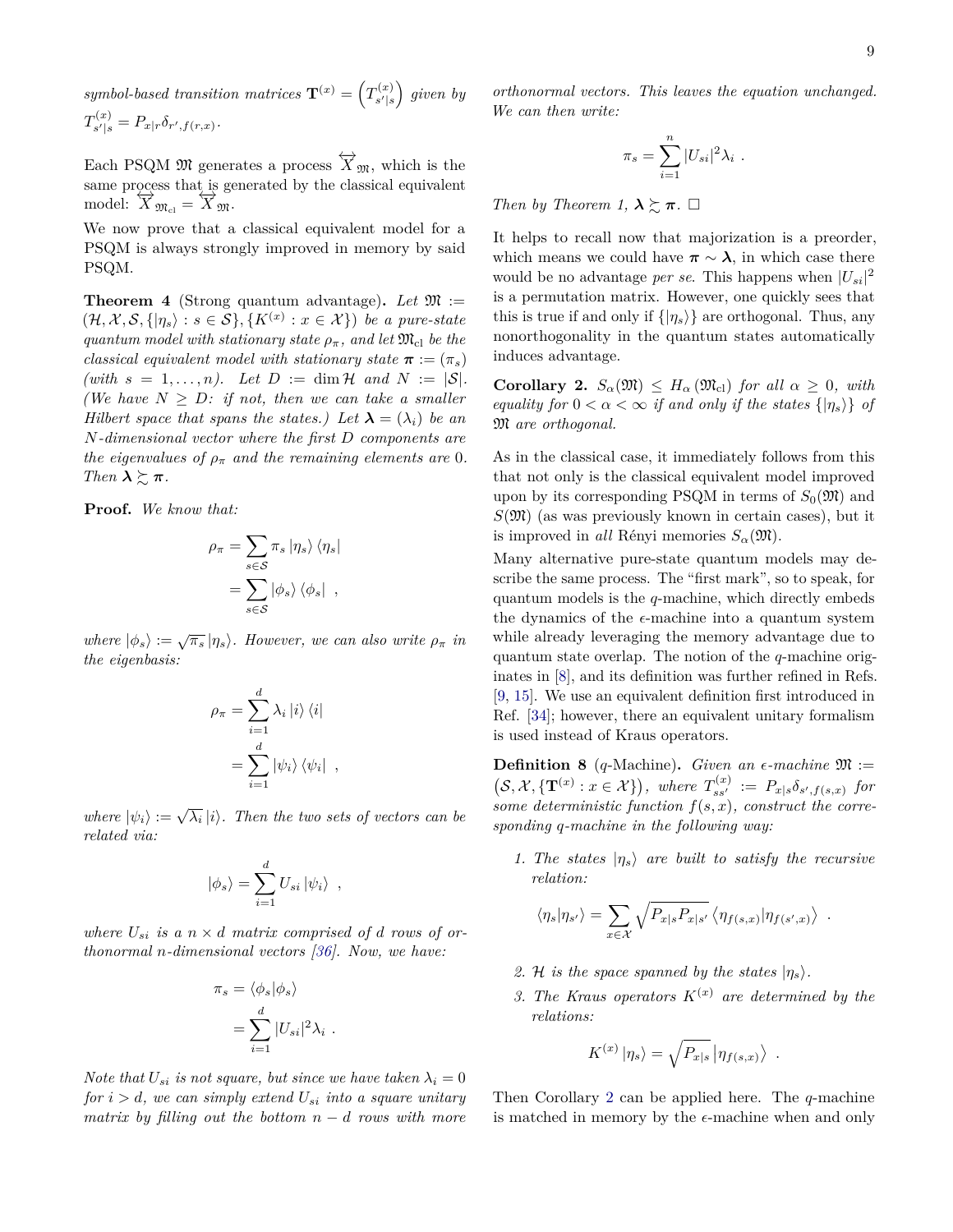*symbol-based transition matrices* $\mathbf{T}^{(x)} = \left(T^{(x)}_{s'|s}\right)$ *given by* $T^{(x)}_{s'|s} = P_{x|r}\delta_{r',f(r,x)}$.

Each PSQM $\mathfrak{M}$ generates a process $\overleftrightarrow{X}_{\mathfrak{M}}$, which is the same process that is generated by the classical equivalent model: $\overleftrightarrow{X}_{\mathfrak{M}_{\mathrm{cl}}} = \overleftrightarrow{X}_{\mathfrak{M}}$.

We now prove that a classical equivalent model for a PSQM is always strongly improved in memory by said PSQM.

**Theorem 4** (Strong quantum advantage)**.** *Let* $\mathfrak{M} := (\mathcal{H}, \mathcal{X}, \mathcal{S}, \{|\eta_s\rangle : s \in \mathcal{S}\}, \{K^{(x)} : x \in \mathcal{X}\})$ *be a pure-state quantum model with stationary state* $\rho_\pi$*, and let* $\mathfrak{M}_{\mathrm{cl}}$ *be the classical equivalent model with stationary state* $\boldsymbol{\pi} := (\pi_s)$ *(with* $s = 1, \ldots, n$*). Let* $D := \dim \mathcal{H}$ *and* $N := |\mathcal{S}|$*. (We have* $N \geq D$*: if not, then we can take a smaller Hilbert space that spans the states.) Let* $\boldsymbol{\lambda} = (\lambda_i)$ *be an* $N$*-dimensional vector where the first* $D$ *components are the eigenvalues of* $\rho_\pi$ *and the remaining elements are* $0$*. Then* $\boldsymbol{\lambda} \succsim \boldsymbol{\pi}$*.*

**Proof.** *We know that:*

$$
\begin{aligned}
\rho_\pi &= \sum_{s \in \mathcal{S}} \pi_s |\eta_s\rangle\langle\eta_s| \\
&= \sum_{s \in \mathcal{S}} |\phi_s\rangle\langle\phi_s| \ ,
\end{aligned}
$$

*where* $|\phi_s\rangle := \sqrt{\pi_s}|\eta_s\rangle$*. However, we can also write* $\rho_\pi$ *in the eigenbasis:*

$$
\begin{aligned}
\rho_\pi &= \sum_{i=1}^{d} \lambda_i |i\rangle\langle i| \\
&= \sum_{i=1}^{d} |\psi_i\rangle\langle\psi_i| \ ,
\end{aligned}
$$

*where* $|\psi_i\rangle := \sqrt{\lambda_i}|i\rangle$*. Then the two sets of vectors can be related via:*

$$
|\phi_s\rangle = \sum_{i=1}^{d} U_{si}|\psi_i\rangle \ ,
$$

*where* $U_{si}$ *is a* $n \times d$ *matrix comprised of* $d$ *rows of orthonormal* $n$*-dimensional vectors [36]. Now, we have:*

$$
\begin{aligned}
\pi_s &= \langle\phi_s|\phi_s\rangle \\
&= \sum_{i=1}^{d} |U_{si}|^2 \lambda_i \ .
\end{aligned}
$$

*Note that* $U_{si}$ *is not square, but since we have taken* $\lambda_i = 0$ *for* $i > d$*, we can simply extend* $U_{si}$ *into a square unitary matrix by filling out the bottom* $n - d$ *rows with more orthonormal vectors. This leaves the equation unchanged. We can then write:*

$$
\pi_s = \sum_{i=1}^{n} |U_{si}|^2 \lambda_i \ .
$$

*Then by Theorem 1,* $\boldsymbol{\lambda} \succsim \boldsymbol{\pi}$*.* □

It helps to recall now that majorization is a preorder, which means we could have $\boldsymbol{\pi} \sim \boldsymbol{\lambda}$, in which case there would be no advantage *per se*. This happens when $|U_{si}|^2$ is a permutation matrix. However, one quickly sees that this is true if and only if $\{|\eta_s\rangle\}$ are orthogonal. Thus, any nonorthogonality in the quantum states automatically induces advantage.

**Corollary 2.** $S_\alpha(\mathfrak{M}) \leq H_\alpha(\mathfrak{M}_{\mathrm{cl}})$ *for all* $\alpha \geq 0$*, with equality for* $0 < \alpha < \infty$ *if and only if the states* $\{|\eta_s\rangle\}$ *of* $\mathfrak{M}$ *are orthogonal.*

As in the classical case, it immediately follows from this that not only is the classical equivalent model improved upon by its corresponding PSQM in terms of $S_0(\mathfrak{M})$ and $S(\mathfrak{M})$ (as was previously known in certain cases), but it is improved in *all* Rényi memories $S_\alpha(\mathfrak{M})$.

Many alternative pure-state quantum models may describe the same process. The "first mark", so to speak, for quantum models is the $q$-machine, which directly embeds the dynamics of the $\epsilon$-machine into a quantum system while already leveraging the memory advantage due to quantum state overlap. The notion of the $q$-machine originates in [8], and its definition was further refined in Refs. [9, 15]. We use an equivalent definition first introduced in Ref. [34]; however, there an equivalent unitary formalism is used instead of Kraus operators.

**Definition 8** ($q$-Machine)**.** *Given an* $\epsilon$*-machine* $\mathfrak{M} := \left(\mathcal{S}, \mathcal{X}, \{\mathbf{T}^{(x)} : x \in \mathcal{X}\}\right)$*, where* $T^{(x)}_{ss'} := P_{x|s}\delta_{s',f(s,x)}$ *for some deterministic function* $f(s,x)$*, construct the corresponding q-machine in the following way:*

1. *The states* $|\eta_s\rangle$ *are built to satisfy the recursive relation:*

$$
\langle\eta_s|\eta_{s'}\rangle = \sum_{x \in \mathcal{X}} \sqrt{P_{x|s}P_{x|s'}} \langle\eta_{f(s,x)}|\eta_{f(s',x)}\rangle \ .
$$

2. $\mathcal{H}$ *is the space spanned by the states* $|\eta_s\rangle$*.*
3. *The Kraus operators* $K^{(x)}$ *are determined by the relations:*

$$
K^{(x)}|\eta_s\rangle = \sqrt{P_{x|s}}|\eta_{f(s,x)}\rangle \ .
$$

Then Corollary 2 can be applied here. The $q$-machine is matched in memory by the $\epsilon$-machine when and only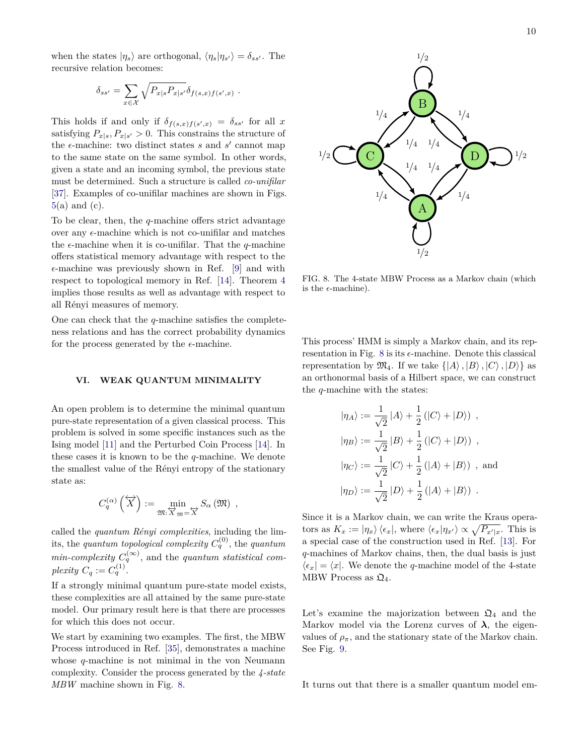when the states $|\eta_s\rangle$ are orthogonal, $\langle \eta_s | \eta_{s'} \rangle = \delta_{ss'}$. The recursive relation becomes:

$$\delta_{ss'} = \sum_{x \in \mathcal{X}} \sqrt{P_{x|s} P_{x|s'}} \delta_{f(s,x) f(s',x)} \ .$$

This holds if and only if $\delta_{f(s,x)f(s',x)} = \delta_{ss'}$ for all $x$ satisfying $P_{x|s}, P_{x|s'} > 0$. This constrains the structure of the $\epsilon$-machine: two distinct states $s$ and $s'$ cannot map to the same state on the same symbol. In other words, given a state and an incoming symbol, the previous state must be determined. Such a structure is called *co-unifilar* [37]. Examples of co-unifilar machines are shown in Figs. 5(a) and (c).

To be clear, then, the $q$-machine offers strict advantage over any $\epsilon$-machine which is not co-unifilar and matches the $\epsilon$-machine when it is co-unifilar. That the $q$-machine offers statistical memory advantage with respect to the $\epsilon$-machine was previously shown in Ref. [9] and with respect to topological memory in Ref. [14]. Theorem 4 implies those results as well as advantage with respect to all Rényi measures of memory.

One can check that the $q$-machine satisfies the completeness relations and has the correct probability dynamics for the process generated by the $\epsilon$-machine.

## VI. WEAK QUANTUM MINIMALITY

An open problem is to determine the minimal quantum pure-state representation of a given classical process. This problem is solved in some specific instances such as the Ising model [11] and the Perturbed Coin Process [14]. In these cases it is known to be the $q$-machine. We denote the smallest value of the Rényi entropy of the stationary state as:

$$C_q^{(\alpha)}\left(\overleftrightarrow{X}\right) := \min_{\mathfrak{M}: \overleftrightarrow{X}_{\mathfrak{M}} = \overleftrightarrow{X}} S_\alpha\left(\mathfrak{M}\right) \ ,$$

called the *quantum Rényi complexities*, including the limits, the *quantum topological complexity* $C_q^{(0)}$, the *quantum min-complexity* $C_q^{(\infty)}$, and the *quantum statistical complexity* $C_q := C_q^{(1)}$.

If a strongly minimal quantum pure-state model exists, these complexities are all attained by the same pure-state model. Our primary result here is that there are processes for which this does not occur.

We start by examining two examples. The first, the MBW Process introduced in Ref. [35], demonstrates a machine whose $q$-machine is not minimal in the von Neumann complexity. Consider the process generated by the *4-state MBW* machine shown in Fig. 8.

FIG. 8. The 4-state MBW Process as a Markov chain (which is the $\epsilon$-machine).

This process' HMM is simply a Markov chain, and its representation in Fig. 8 is its $\epsilon$-machine. Denote this classical representation by $\mathfrak{M}_4$. If we take $\{|A\rangle, |B\rangle, |C\rangle, |D\rangle\}$ as an orthonormal basis of a Hilbert space, we can construct the $q$-machine with the states:

$$\begin{aligned}
|\eta_A\rangle &:= \frac{1}{\sqrt{2}}|A\rangle + \frac{1}{2}\left(|C\rangle + |D\rangle\right) \ , \\
|\eta_B\rangle &:= \frac{1}{\sqrt{2}}|B\rangle + \frac{1}{2}\left(|C\rangle + |D\rangle\right) \ , \\
|\eta_C\rangle &:= \frac{1}{\sqrt{2}}|C\rangle + \frac{1}{2}\left(|A\rangle + |B\rangle\right) \ , \text{ and} \\
|\eta_D\rangle &:= \frac{1}{\sqrt{2}}|D\rangle + \frac{1}{2}\left(|A\rangle + |B\rangle\right) \ .
\end{aligned}$$

Since it is a Markov chain, we can write the Kraus operators as $K_x := |\eta_x\rangle \langle \epsilon_x|$, where $\langle \epsilon_x | \eta_{x'} \rangle \propto \sqrt{P_{x'|x}}$. This is a special case of the construction used in Ref. [13]. For $q$-machines of Markov chains, then, the dual basis is just $\langle \epsilon_x| = \langle x|$. We denote the $q$-machine model of the 4-state MBW Process as $\mathfrak{Q}_4$.

Let's examine the majorization between $\mathfrak{Q}_4$ and the Markov model via the Lorenz curves of $\boldsymbol{\lambda}$, the eigenvalues of $\rho_\pi$, and the stationary state of the Markov chain. See Fig. 9.

It turns out that there is a smaller quantum model em-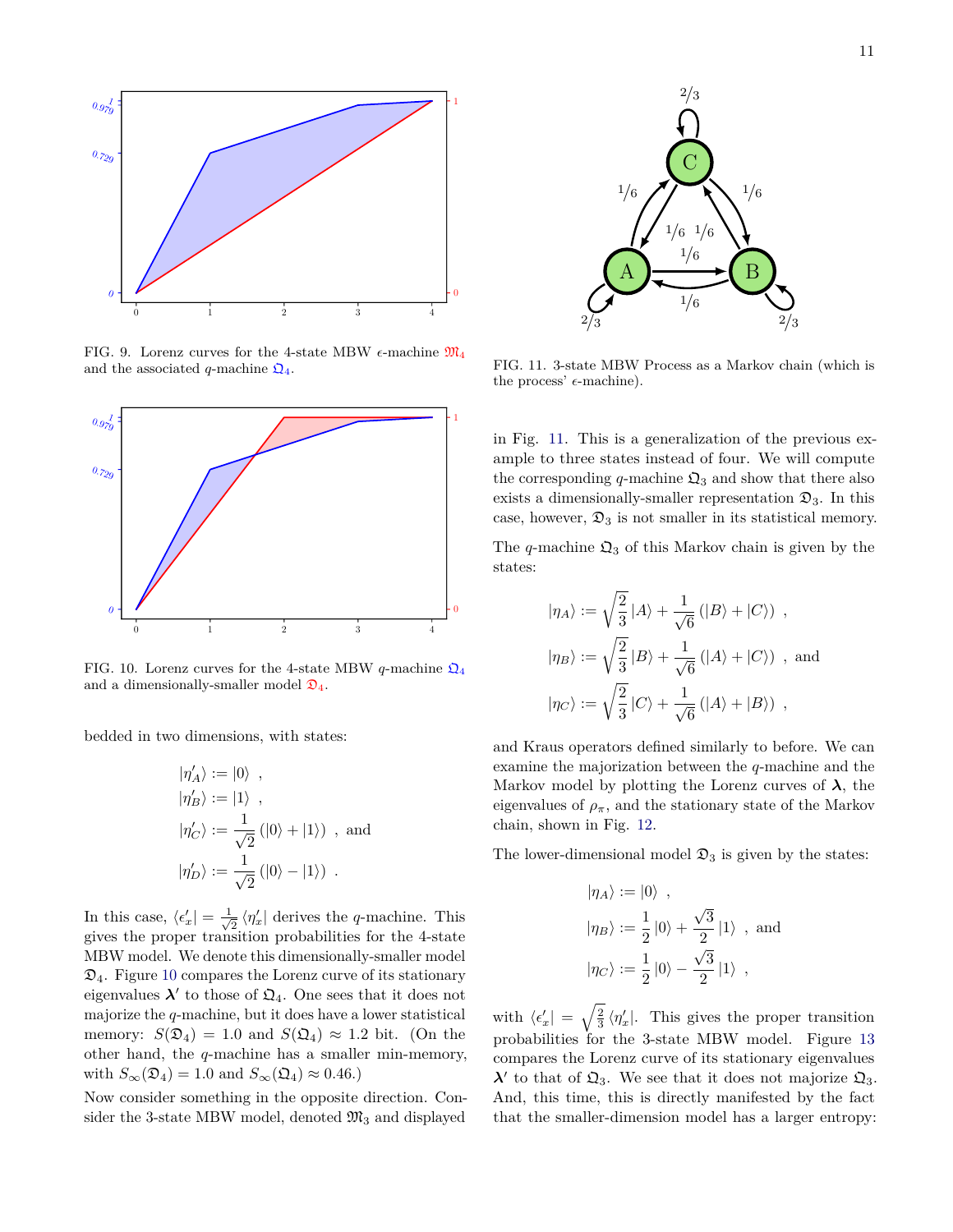FIG. 9. Lorenz curves for the 4-state MBW $\epsilon$-machine $\mathfrak{M}_4$ and the associated $q$-machine $\mathfrak{Q}_4$.

FIG. 10. Lorenz curves for the 4-state MBW $q$-machine $\mathfrak{Q}_4$ and a dimensionally-smaller model $\mathfrak{D}_4$.

bedded in two dimensions, with states:

$$
\begin{aligned}
|\eta'_A\rangle &:= |0\rangle \ , \\
|\eta'_B\rangle &:= |1\rangle \ , \\
|\eta'_C\rangle &:= \frac{1}{\sqrt{2}}\left(|0\rangle + |1\rangle\right) \ , \text{ and} \\
|\eta'_D\rangle &:= \frac{1}{\sqrt{2}}\left(|0\rangle - |1\rangle\right) \ .
\end{aligned}
$$

In this case, $\langle \epsilon'_x| = \frac{1}{\sqrt{2}}\langle \eta'_x|$ derives the $q$-machine. This gives the proper transition probabilities for the 4-state MBW model. We denote this dimensionally-smaller model $\mathfrak{D}_4$. Figure 10 compares the Lorenz curve of its stationary eigenvalues $\boldsymbol{\lambda}'$ to those of $\mathfrak{Q}_4$. One sees that it does not majorize the $q$-machine, but it does have a lower statistical memory: $S(\mathfrak{D}_4) = 1.0$ and $S(\mathfrak{Q}_4) \approx 1.2$ bit. (On the other hand, the $q$-machine has a smaller min-memory, with $S_\infty(\mathfrak{D}_4) = 1.0$ and $S_\infty(\mathfrak{Q}_4) \approx 0.46$.)

Now consider something in the opposite direction. Consider the 3-state MBW model, denoted $\mathfrak{M}_3$ and displayed in Fig. 11. This is a generalization of the previous example to three states instead of four. We will compute the corresponding $q$-machine $\mathfrak{Q}_3$ and show that there also exists a dimensionally-smaller representation $\mathfrak{D}_3$. In this case, however, $\mathfrak{D}_3$ is not smaller in its statistical memory.

FIG. 11. 3-state MBW Process as a Markov chain (which is the process' $\epsilon$-machine).

The $q$-machine $\mathfrak{Q}_3$ of this Markov chain is given by the states:

$$
\begin{aligned}
|\eta_A\rangle &:= \sqrt{\frac{2}{3}}\,|A\rangle + \frac{1}{\sqrt{6}}\left(|B\rangle + |C\rangle\right) \ , \\
|\eta_B\rangle &:= \sqrt{\frac{2}{3}}\,|B\rangle + \frac{1}{\sqrt{6}}\left(|A\rangle + |C\rangle\right) \ , \text{ and} \\
|\eta_C\rangle &:= \sqrt{\frac{2}{3}}\,|C\rangle + \frac{1}{\sqrt{6}}\left(|A\rangle + |B\rangle\right) \ ,
\end{aligned}
$$

and Kraus operators defined similarly to before. We can examine the majorization between the $q$-machine and the Markov model by plotting the Lorenz curves of $\boldsymbol{\lambda}$, the eigenvalues of $\rho_\pi$, and the stationary state of the Markov chain, shown in Fig. 12.

The lower-dimensional model $\mathfrak{D}_3$ is given by the states:

$$
\begin{aligned}
|\eta_A\rangle &:= |0\rangle \ , \\
|\eta_B\rangle &:= \frac{1}{2}\,|0\rangle + \frac{\sqrt{3}}{2}\,|1\rangle \ , \text{ and} \\
|\eta_C\rangle &:= \frac{1}{2}\,|0\rangle - \frac{\sqrt{3}}{2}\,|1\rangle \ ,
\end{aligned}
$$

with $\langle \epsilon'_x| = \sqrt{\frac{2}{3}}\,\langle \eta'_x|$. This gives the proper transition probabilities for the 3-state MBW model. Figure 13 compares the Lorenz curve of its stationary eigenvalues $\boldsymbol{\lambda}'$ to that of $\mathfrak{Q}_3$. We see that it does not majorize $\mathfrak{Q}_3$. And, this time, this is directly manifested by the fact that the smaller-dimension model has a larger entropy: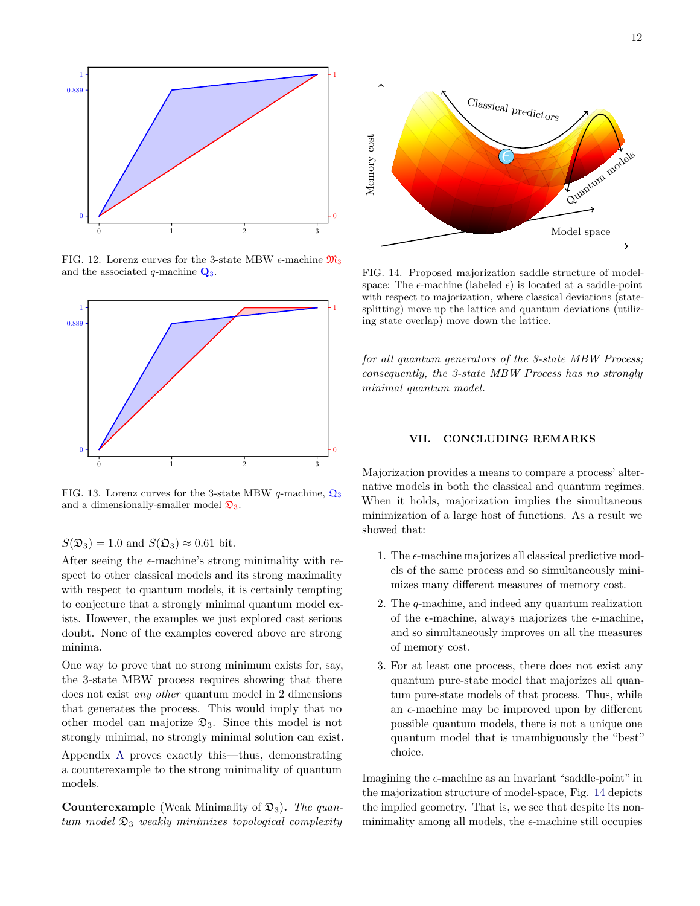FIG. 12. Lorenz curves for the 3-state MBW $\epsilon$-machine $\mathfrak{M}_3$ and the associated $q$-machine $\mathbf{Q}_3$.

FIG. 13. Lorenz curves for the 3-state MBW $q$-machine, $\mathfrak{Q}_3$ and a dimensionally-smaller model $\mathfrak{D}_3$.

$S(\mathfrak{D}_3) = 1.0$ and $S(\mathfrak{Q}_3) \approx 0.61$ bit.

After seeing the $\epsilon$-machine's strong minimality with respect to other classical models and its strong maximality with respect to quantum models, it is certainly tempting to conjecture that a strongly minimal quantum model exists. However, the examples we just explored cast serious doubt. None of the examples covered above are strong minima.

One way to prove that no strong minimum exists for, say, the 3-state MBW process requires showing that there does not exist *any other* quantum model in 2 dimensions that generates the process. This would imply that no other model can majorize $\mathfrak{D}_3$. Since this model is not strongly minimal, no strongly minimal solution can exist.

Appendix A proves exactly this—thus, demonstrating a counterexample to the strong minimality of quantum models.

**Counterexample** (Weak Minimality of $\mathfrak{D}_3$)**.** *The quantum model $\mathfrak{D}_3$ weakly minimizes topological complexity for all quantum generators of the 3-state MBW Process; consequently, the 3-state MBW Process has no strongly minimal quantum model.*

FIG. 14. Proposed majorization saddle structure of model-space: The $\epsilon$-machine (labeled $\epsilon$) is located at a saddle-point with respect to majorization, where classical deviations (state-splitting) move up the lattice and quantum deviations (utilizing state overlap) move down the lattice.

## VII. CONCLUDING REMARKS

Majorization provides a means to compare a process' alternative models in both the classical and quantum regimes. When it holds, majorization implies the simultaneous minimization of a large host of functions. As a result we showed that:

1. The $\epsilon$-machine majorizes all classical predictive models of the same process and so simultaneously minimizes many different measures of memory cost.
2. The $q$-machine, and indeed any quantum realization of the $\epsilon$-machine, always majorizes the $\epsilon$-machine, and so simultaneously improves on all the measures of memory cost.
3. For at least one process, there does not exist any quantum pure-state model that majorizes all quantum pure-state models of that process. Thus, while an $\epsilon$-machine may be improved upon by different possible quantum models, there is not a unique one quantum model that is unambiguously the "best" choice.

Imagining the $\epsilon$-machine as an invariant "saddle-point" in the majorization structure of model-space, Fig. 14 depicts the implied geometry. That is, we see that despite its non-minimality among all models, the $\epsilon$-machine still occupies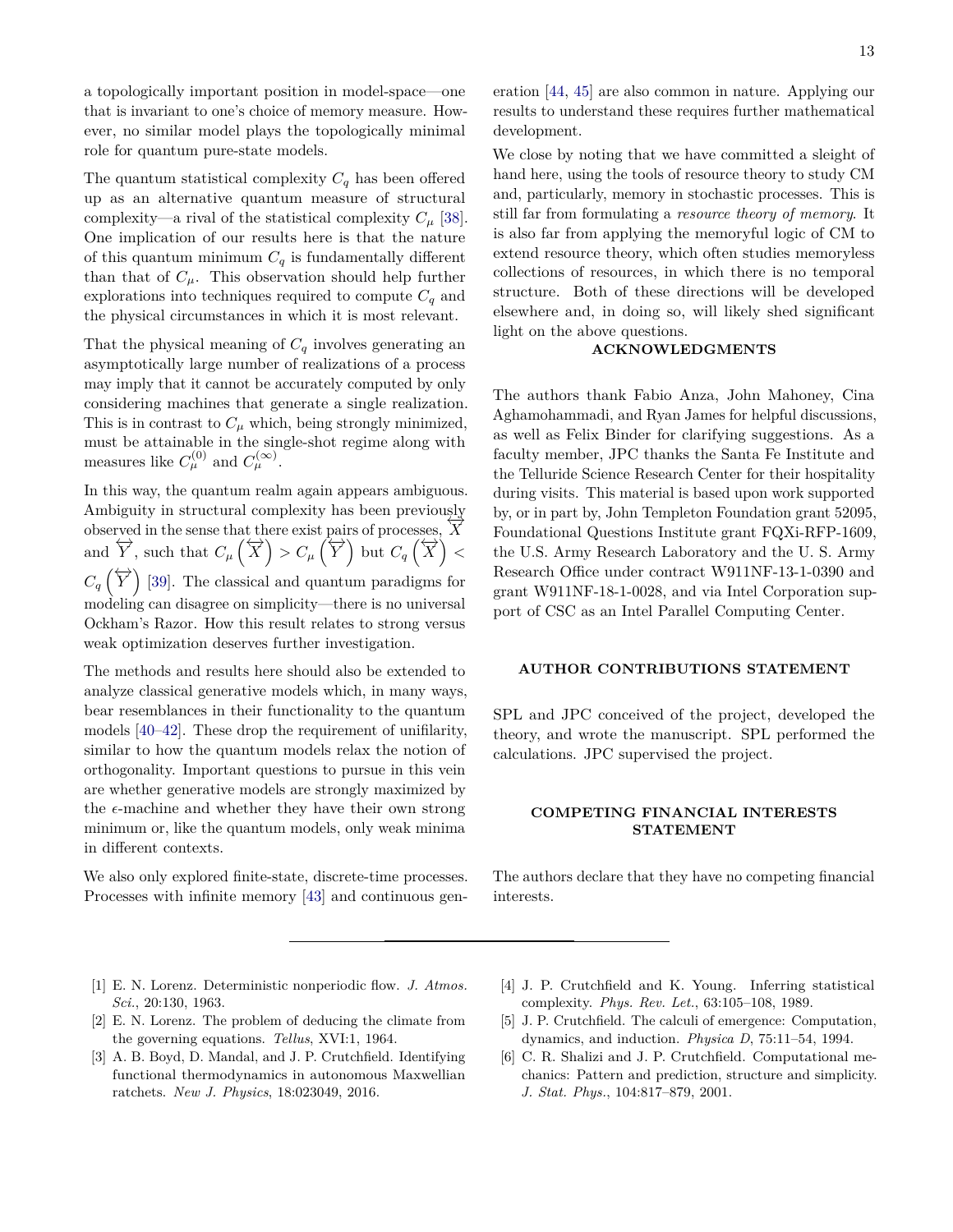a topologically important position in model-space—one that is invariant to one's choice of memory measure. However, no similar model plays the topologically minimal role for quantum pure-state models.

The quantum statistical complexity $C_q$ has been offered up as an alternative quantum measure of structural complexity—a rival of the statistical complexity $C_\mu$ [38]. One implication of our results here is that the nature of this quantum minimum $C_q$ is fundamentally different than that of $C_\mu$. This observation should help further explorations into techniques required to compute $C_q$ and the physical circumstances in which it is most relevant.

That the physical meaning of $C_q$ involves generating an asymptotically large number of realizations of a process may imply that it cannot be accurately computed by only considering machines that generate a single realization. This is in contrast to $C_\mu$ which, being strongly minimized, must be attainable in the single-shot regime along with measures like $C_\mu^{(0)}$ and $C_\mu^{(\infty)}$.

In this way, the quantum realm again appears ambiguous. Ambiguity in structural complexity has been previously observed in the sense that there exist pairs of processes, $\overleftrightarrow{X}$ and $\overleftrightarrow{Y}$, such that $C_\mu\left(\overleftrightarrow{X}\right) > C_\mu\left(\overleftrightarrow{Y}\right)$ but $C_q\left(\overleftrightarrow{X}\right) < C_q\left(\overleftrightarrow{Y}\right)$ [39]. The classical and quantum paradigms for modeling can disagree on simplicity—there is no universal Ockham's Razor. How this result relates to strong versus weak optimization deserves further investigation.

The methods and results here should also be extended to analyze classical generative models which, in many ways, bear resemblances in their functionality to the quantum models [40–42]. These drop the requirement of unifilarity, similar to how the quantum models relax the notion of orthogonality. Important questions to pursue in this vein are whether generative models are strongly maximized by the $\epsilon$-machine and whether they have their own strong minimum or, like the quantum models, only weak minima in different contexts.

We also only explored finite-state, discrete-time processes. Processes with infinite memory [43] and continuous generation [44, 45] are also common in nature. Applying our results to understand these requires further mathematical development.

We close by noting that we have committed a sleight of hand here, using the tools of resource theory to study CM and, particularly, memory in stochastic processes. This is still far from formulating a *resource theory of memory*. It is also far from applying the memoryful logic of CM to extend resource theory, which often studies memoryless collections of resources, in which there is no temporal structure. Both of these directions will be developed elsewhere and, in doing so, will likely shed significant light on the above questions.

## ACKNOWLEDGMENTS

The authors thank Fabio Anza, John Mahoney, Cina Aghamohammadi, and Ryan James for helpful discussions, as well as Felix Binder for clarifying suggestions. As a faculty member, JPC thanks the Santa Fe Institute and the Telluride Science Research Center for their hospitality during visits. This material is based upon work supported by, or in part by, John Templeton Foundation grant 52095, Foundational Questions Institute grant FQXi-RFP-1609, the U.S. Army Research Laboratory and the U. S. Army Research Office under contract W911NF-13-1-0390 and grant W911NF-18-1-0028, and via Intel Corporation support of CSC as an Intel Parallel Computing Center.

## AUTHOR CONTRIBUTIONS STATEMENT

SPL and JPC conceived of the project, developed the theory, and wrote the manuscript. SPL performed the calculations. JPC supervised the project.

## COMPETING FINANCIAL INTERESTS STATEMENT

The authors declare that they have no competing financial interests.

---

[1] E. N. Lorenz. Deterministic nonperiodic flow. *J. Atmos. Sci.*, 20:130, 1963.

[2] E. N. Lorenz. The problem of deducing the climate from the governing equations. *Tellus*, XVI:1, 1964.

[3] A. B. Boyd, D. Mandal, and J. P. Crutchfield. Identifying functional thermodynamics in autonomous Maxwellian ratchets. *New J. Physics*, 18:023049, 2016.

[4] J. P. Crutchfield and K. Young. Inferring statistical complexity. *Phys. Rev. Let.*, 63:105–108, 1989.

[5] J. P. Crutchfield. The calculi of emergence: Computation, dynamics, and induction. *Physica D*, 75:11–54, 1994.

[6] C. R. Shalizi and J. P. Crutchfield. Computational mechanics: Pattern and prediction, structure and simplicity. *J. Stat. Phys.*, 104:817–879, 2001.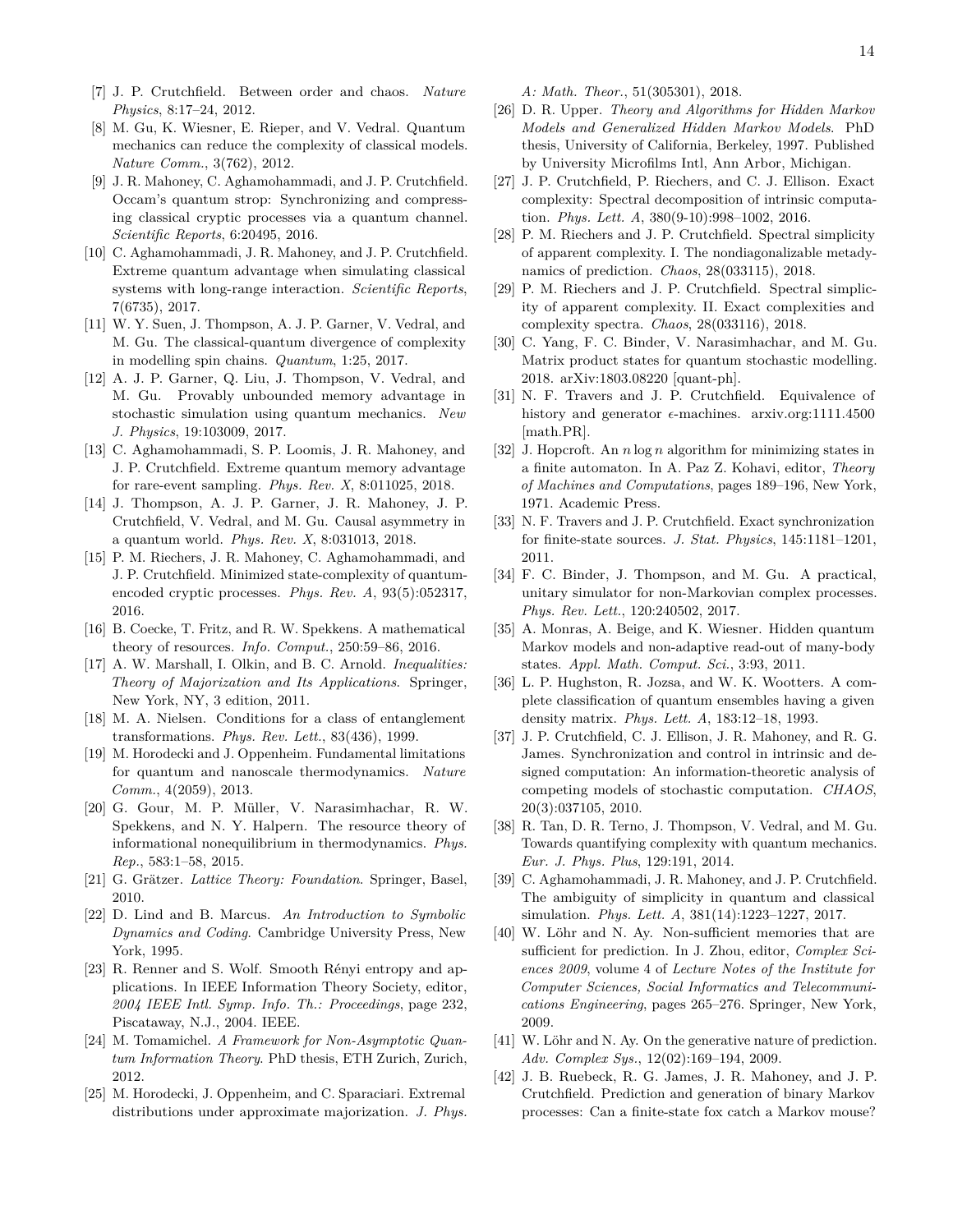[7] J. P. Crutchfield. Between order and chaos. *Nature Physics*, 8:17–24, 2012.

[8] M. Gu, K. Wiesner, E. Rieper, and V. Vedral. Quantum mechanics can reduce the complexity of classical models. *Nature Comm.*, 3(762), 2012.

[9] J. R. Mahoney, C. Aghamohammadi, and J. P. Crutchfield. Occam's quantum strop: Synchronizing and compressing classical cryptic processes via a quantum channel. *Scientific Reports*, 6:20495, 2016.

[10] C. Aghamohammadi, J. R. Mahoney, and J. P. Crutchfield. Extreme quantum advantage when simulating classical systems with long-range interaction. *Scientific Reports*, 7(6735), 2017.

[11] W. Y. Suen, J. Thompson, A. J. P. Garner, V. Vedral, and M. Gu. The classical-quantum divergence of complexity in modelling spin chains. *Quantum*, 1:25, 2017.

[12] A. J. P. Garner, Q. Liu, J. Thompson, V. Vedral, and M. Gu. Provably unbounded memory advantage in stochastic simulation using quantum mechanics. *New J. Physics*, 19:103009, 2017.

[13] C. Aghamohammadi, S. P. Loomis, J. R. Mahoney, and J. P. Crutchfield. Extreme quantum memory advantage for rare-event sampling. *Phys. Rev. X*, 8:011025, 2018.

[14] J. Thompson, A. J. P. Garner, J. R. Mahoney, J. P. Crutchfield, V. Vedral, and M. Gu. Causal asymmetry in a quantum world. *Phys. Rev. X*, 8:031013, 2018.

[15] P. M. Riechers, J. R. Mahoney, C. Aghamohammadi, and J. P. Crutchfield. Minimized state-complexity of quantum-encoded cryptic processes. *Phys. Rev. A*, 93(5):052317, 2016.

[16] B. Coecke, T. Fritz, and R. W. Spekkens. A mathematical theory of resources. *Info. Comput.*, 250:59–86, 2016.

[17] A. W. Marshall, I. Olkin, and B. C. Arnold. *Inequalities: Theory of Majorization and Its Applications*. Springer, New York, NY, 3 edition, 2011.

[18] M. A. Nielsen. Conditions for a class of entanglement transformations. *Phys. Rev. Lett.*, 83(436), 1999.

[19] M. Horodecki and J. Oppenheim. Fundamental limitations for quantum and nanoscale thermodynamics. *Nature Comm.*, 4(2059), 2013.

[20] G. Gour, M. P. Müller, V. Narasimhachar, R. W. Spekkens, and N. Y. Halpern. The resource theory of informational nonequilibrium in thermodynamics. *Phys. Rep.*, 583:1–58, 2015.

[21] G. Grätzer. *Lattice Theory: Foundation*. Springer, Basel, 2010.

[22] D. Lind and B. Marcus. *An Introduction to Symbolic Dynamics and Coding*. Cambridge University Press, New York, 1995.

[23] R. Renner and S. Wolf. Smooth Rényi entropy and applications. In IEEE Information Theory Society, editor, *2004 IEEE Intl. Symp. Info. Th.: Proceedings*, page 232, Piscataway, N.J., 2004. IEEE.

[24] M. Tomamichel. *A Framework for Non-Asymptotic Quantum Information Theory*. PhD thesis, ETH Zurich, Zurich, 2012.

[25] M. Horodecki, J. Oppenheim, and C. Sparaciari. Extremal distributions under approximate majorization. *J. Phys. A: Math. Theor.*, 51(305301), 2018.

[26] D. R. Upper. *Theory and Algorithms for Hidden Markov Models and Generalized Hidden Markov Models*. PhD thesis, University of California, Berkeley, 1997. Published by University Microfilms Intl, Ann Arbor, Michigan.

[27] J. P. Crutchfield, P. Riechers, and C. J. Ellison. Exact complexity: Spectral decomposition of intrinsic computation. *Phys. Lett. A*, 380(9-10):998–1002, 2016.

[28] P. M. Riechers and J. P. Crutchfield. Spectral simplicity of apparent complexity. I. The nondiagonalizable metadynamics of prediction. *Chaos*, 28(033115), 2018.

[29] P. M. Riechers and J. P. Crutchfield. Spectral simplicity of apparent complexity. II. Exact complexities and complexity spectra. *Chaos*, 28(033116), 2018.

[30] C. Yang, F. C. Binder, V. Narasimhachar, and M. Gu. Matrix product states for quantum stochastic modelling. 2018. arXiv:1803.08220 [quant-ph].

[31] N. F. Travers and J. P. Crutchfield. Equivalence of history and generator $\epsilon$-machines. arxiv.org:1111.4500 [math.PR].

[32] J. Hopcroft. An $n \log n$ algorithm for minimizing states in a finite automaton. In A. Paz Z. Kohavi, editor, *Theory of Machines and Computations*, pages 189–196, New York, 1971. Academic Press.

[33] N. F. Travers and J. P. Crutchfield. Exact synchronization for finite-state sources. *J. Stat. Physics*, 145:1181–1201, 2011.

[34] F. C. Binder, J. Thompson, and M. Gu. A practical, unitary simulator for non-Markovian complex processes. *Phys. Rev. Lett.*, 120:240502, 2017.

[35] A. Monras, A. Beige, and K. Wiesner. Hidden quantum Markov models and non-adaptive read-out of many-body states. *Appl. Math. Comput. Sci.*, 3:93, 2011.

[36] L. P. Hughston, R. Jozsa, and W. K. Wootters. A complete classification of quantum ensembles having a given density matrix. *Phys. Lett. A*, 183:12–18, 1993.

[37] J. P. Crutchfield, C. J. Ellison, J. R. Mahoney, and R. G. James. Synchronization and control in intrinsic and designed computation: An information-theoretic analysis of competing models of stochastic computation. *CHAOS*, 20(3):037105, 2010.

[38] R. Tan, D. R. Terno, J. Thompson, V. Vedral, and M. Gu. Towards quantifying complexity with quantum mechanics. *Eur. J. Phys. Plus*, 129:191, 2014.

[39] C. Aghamohammadi, J. R. Mahoney, and J. P. Crutchfield. The ambiguity of simplicity in quantum and classical simulation. *Phys. Lett. A*, 381(14):1223–1227, 2017.

[40] W. Löhr and N. Ay. Non-sufficient memories that are sufficient for prediction. In J. Zhou, editor, *Complex Sciences 2009*, volume 4 of *Lecture Notes of the Institute for Computer Sciences, Social Informatics and Telecommunications Engineering*, pages 265–276. Springer, New York, 2009.

[41] W. Löhr and N. Ay. On the generative nature of prediction. *Adv. Complex Sys.*, 12(02):169–194, 2009.

[42] J. B. Ruebeck, R. G. James, J. R. Mahoney, and J. P. Crutchfield. Prediction and generation of binary Markov processes: Can a finite-state fox catch a Markov mouse?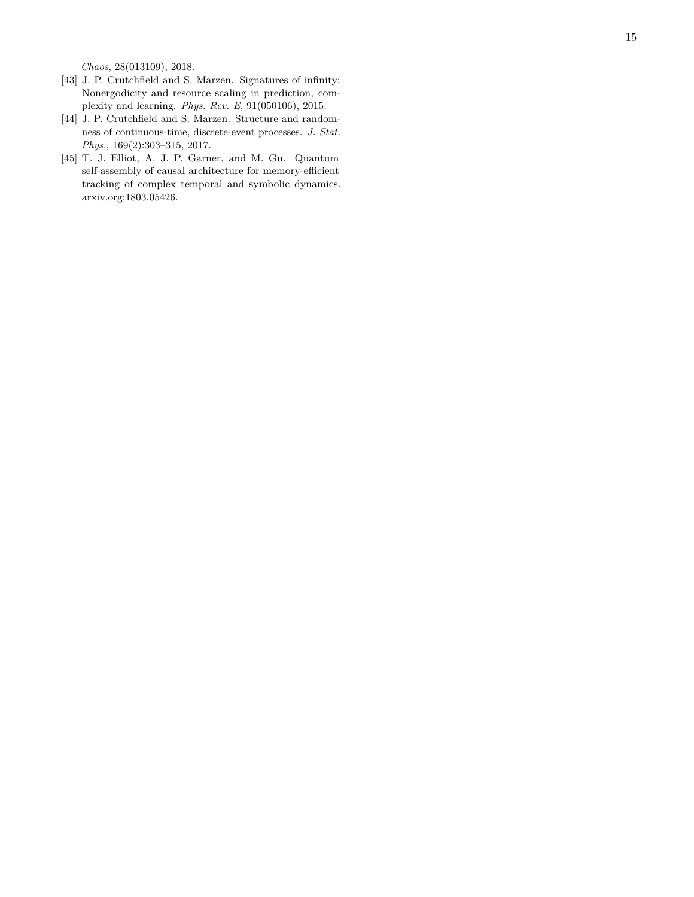*Chaos*, 28(013109), 2018.

[43] J. P. Crutchfield and S. Marzen. Signatures of infinity: Nonergodicity and resource scaling in prediction, complexity and learning. *Phys. Rev. E*, 91(050106), 2015.

[44] J. P. Crutchfield and S. Marzen. Structure and randomness of continuous-time, discrete-event processes. *J. Stat. Phys.*, 169(2):303–315, 2017.

[45] T. J. Elliot, A. J. P. Garner, and M. Gu. Quantum self-assembly of causal architecture for memory-efficient tracking of complex temporal and symbolic dynamics. arxiv.org:1803.05426.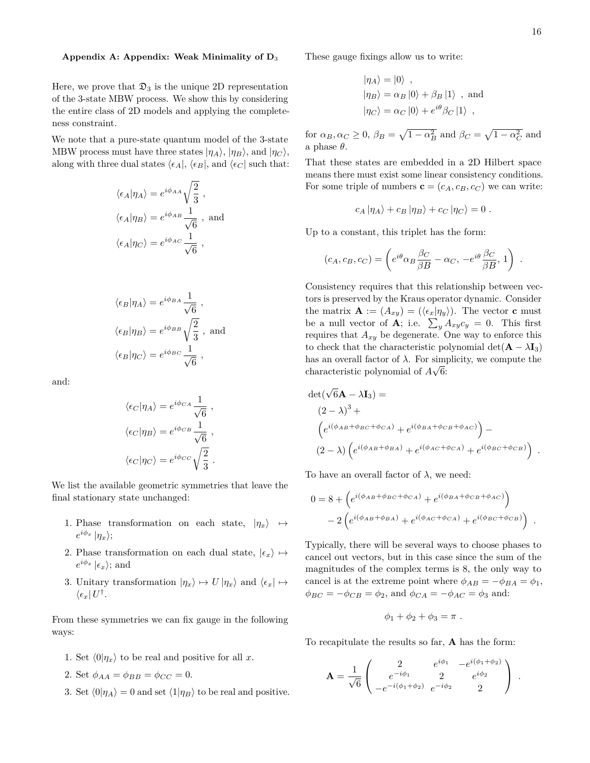## Appendix A: Appendix: Weak Minimality of $\mathbf{D}_3$

Here, we prove that $\mathfrak{D}_3$ is the unique 2D representation of the 3-state MBW process. We show this by considering the entire class of 2D models and applying the completeness constraint.

We note that a pure-state quantum model of the 3-state MBW process must have three states $|\eta_A\rangle$, $|\eta_B\rangle$, and $|\eta_C\rangle$, along with three dual states $\langle\epsilon_A|$, $\langle\epsilon_B|$, and $\langle\epsilon_C|$ such that:

$$
\begin{aligned}
\langle\epsilon_A|\eta_A\rangle &= e^{i\phi_{AA}}\sqrt{\frac{2}{3}} \ , \\
\langle\epsilon_A|\eta_B\rangle &= e^{i\phi_{AB}}\frac{1}{\sqrt{6}} \ , \text{ and} \\
\langle\epsilon_A|\eta_C\rangle &= e^{i\phi_{AC}}\frac{1}{\sqrt{6}} \ ,
\end{aligned}
$$

$$
\begin{aligned}
\langle\epsilon_B|\eta_A\rangle &= e^{i\phi_{BA}}\frac{1}{\sqrt{6}} \ , \\
\langle\epsilon_B|\eta_B\rangle &= e^{i\phi_{BB}}\sqrt{\frac{2}{3}} \ , \text{ and} \\
\langle\epsilon_B|\eta_C\rangle &= e^{i\phi_{BC}}\frac{1}{\sqrt{6}} \ ,
\end{aligned}
$$

and:

$$
\begin{aligned}
\langle\epsilon_C|\eta_A\rangle &= e^{i\phi_{CA}}\frac{1}{\sqrt{6}} \ , \\
\langle\epsilon_C|\eta_B\rangle &= e^{i\phi_{CB}}\frac{1}{\sqrt{6}} \ , \\
\langle\epsilon_C|\eta_C\rangle &= e^{i\phi_{CC}}\sqrt{\frac{2}{3}} \ .
\end{aligned}
$$

We list the available geometric symmetries that leave the final stationary state unchanged:

1. Phase transformation on each state, $|\eta_x\rangle \mapsto e^{i\phi_x}|\eta_x\rangle$;
2. Phase transformation on each dual state, $|\epsilon_x\rangle \mapsto e^{i\phi_x}|\epsilon_x\rangle$; and
3. Unitary transformation $|\eta_x\rangle \mapsto U|\eta_x\rangle$ and $\langle\epsilon_x| \mapsto \langle\epsilon_x|U^\dagger$.

From these symmetries we can fix gauge in the following ways:

1. Set $\langle 0|\eta_x\rangle$ to be real and positive for all $x$.
2. Set $\phi_{AA} = \phi_{BB} = \phi_{CC} = 0$.
3. Set $\langle 0|\eta_A\rangle = 0$ and set $\langle 1|\eta_B\rangle$ to be real and positive.

These gauge fixings allow us to write:

$$
\begin{aligned}
|\eta_A\rangle &= |0\rangle \ , \\
|\eta_B\rangle &= \alpha_B|0\rangle + \beta_B|1\rangle \ , \text{ and} \\
|\eta_C\rangle &= \alpha_C|0\rangle + e^{i\theta}\beta_C|1\rangle \ ,
\end{aligned}
$$

for $\alpha_B, \alpha_C \geq 0$, $\beta_B = \sqrt{1-\alpha_B^2}$ and $\beta_C = \sqrt{1-\alpha_C^2}$ and a phase $\theta$.

That these states are embedded in a 2D Hilbert space means there must exist some linear consistency conditions. For some triple of numbers $\mathbf{c} = (c_A, c_B, c_C)$ we can write:

$$
c_A|\eta_A\rangle + c_B|\eta_B\rangle + c_C|\eta_C\rangle = 0 \ .
$$

Up to a constant, this triplet has the form:

$$
(c_A, c_B, c_C) = \left(e^{i\theta}\alpha_B\frac{\beta_C}{\beta B} - \alpha_C, \ -e^{i\theta}\frac{\beta_C}{\beta B}, 1\right) \ .
$$

Consistency requires that this relationship between vectors is preserved by the Kraus operator dynamic. Consider the matrix $\mathbf{A} := (A_{xy}) = (\langle\epsilon_x|\eta_y\rangle)$. The vector $\mathbf{c}$ must be a null vector of $\mathbf{A}$; i.e. $\sum_y A_{xy}c_y = 0$. This first requires that $A_{xy}$ be degenerate. One way to enforce this to check that the characteristic polynomial $\det(\mathbf{A}-\lambda\mathbf{I}_3)$ has an overall factor of $\lambda$. For simplicity, we compute the characteristic polynomial of $A\sqrt{6}$:

$$
\begin{aligned}
&\det(\sqrt{6}\mathbf{A}-\lambda\mathbf{I}_3) = \\
&\quad (2-\lambda)^3 + \\
&\quad \left(e^{i(\phi_{AB}+\phi_{BC}+\phi_{CA})} + e^{i(\phi_{BA}+\phi_{CB}+\phi_{AC})}\right) - \\
&\quad (2-\lambda)\left(e^{i(\phi_{AB}+\phi_{BA})} + e^{i(\phi_{AC}+\phi_{CA})} + e^{i(\phi_{BC}+\phi_{CB})}\right) \ .
\end{aligned}
$$

To have an overall factor of $\lambda$, we need:

$$
\begin{aligned}
0 = 8 &+ \left(e^{i(\phi_{AB}+\phi_{BC}+\phi_{CA})} + e^{i(\phi_{BA}+\phi_{CB}+\phi_{AC})}\right) \\
&- 2\left(e^{i(\phi_{AB}+\phi_{BA})} + e^{i(\phi_{AC}+\phi_{CA})} + e^{i(\phi_{BC}+\phi_{CB})}\right) \ .
\end{aligned}
$$

Typically, there will be several ways to choose phases to cancel out vectors, but in this case since the sum of the magnitudes of the complex terms is 8, the only way to cancel is at the extreme point where $\phi_{AB} = -\phi_{BA} = \phi_1$, $\phi_{BC} = -\phi_{CB} = \phi_2$, and $\phi_{CA} = -\phi_{AC} = \phi_3$ and:

$$
\phi_1 + \phi_2 + \phi_3 = \pi \ .
$$

To recapitulate the results so far, $\mathbf{A}$ has the form:

$$
\mathbf{A} = \frac{1}{\sqrt{6}}\begin{pmatrix} 2 & e^{i\phi_1} & -e^{i(\phi_1+\phi_2)} \\ e^{-i\phi_1} & 2 & e^{i\phi_2} \\ -e^{-i(\phi_1+\phi_2)} & e^{-i\phi_2} & 2 \end{pmatrix} \ .
$$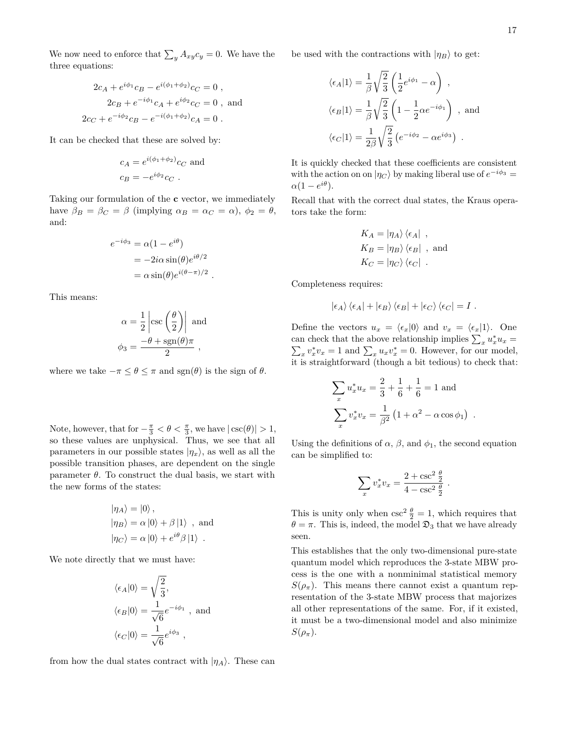We now need to enforce that $\sum_y A_{xy} c_y = 0$. We have the three equations:

$$
\begin{aligned}
2c_A + e^{i\phi_1} c_B - e^{i(\phi_1+\phi_2)} c_C = 0 \ , \\
2c_B + e^{-i\phi_1} c_A + e^{i\phi_2} c_C = 0 \ , \text{ and} \\
2c_C + e^{-i\phi_2} c_B - e^{-i(\phi_1+\phi_2)} c_A = 0 \ .
\end{aligned}
$$

It can be checked that these are solved by:

$$
\begin{aligned}
c_A &= e^{i(\phi_1+\phi_2)} c_C \text{ and} \\
c_B &= -e^{i\phi_2} c_C \ .
\end{aligned}
$$

Taking our formulation of the **c** vector, we immediately have $\beta_B = \beta_C = \beta$ (implying $\alpha_B = \alpha_C = \alpha$), $\phi_2 = \theta$, and:

$$
\begin{aligned}
e^{-i\phi_3} &= \alpha(1 - e^{i\theta}) \\
&= -2i\alpha \sin(\theta) e^{i\theta/2} \\
&= \alpha \sin(\theta) e^{i(\theta-\pi)/2} \ .
\end{aligned}
$$

This means:

$$
\begin{aligned}
\alpha &= \frac{1}{2}\left|\csc\left(\frac{\theta}{2}\right)\right| \text{ and} \\
\phi_3 &= \frac{-\theta + \operatorname{sgn}(\theta)\pi}{2} \ ,
\end{aligned}
$$

where we take $-\pi \leq \theta \leq \pi$ and $\operatorname{sgn}(\theta)$ is the sign of $\theta$.

Note, however, that for $-\frac{\pi}{3} < \theta < \frac{\pi}{3}$, we have $|\csc(\theta)| > 1$, so these values are unphysical. Thus, we see that all parameters in our possible states $|\eta_x\rangle$, as well as all the possible transition phases, are dependent on the single parameter $\theta$. To construct the dual basis, we start with the new forms of the states:

$$
\begin{aligned}
|\eta_A\rangle &= |0\rangle \, , \\
|\eta_B\rangle &= \alpha|0\rangle + \beta|1\rangle \ , \text{ and} \\
|\eta_C\rangle &= \alpha|0\rangle + e^{i\theta}\beta|1\rangle \ .
\end{aligned}
$$

We note directly that we must have:

$$
\begin{aligned}
\langle\epsilon_A|0\rangle &= \sqrt{\frac{2}{3}}, \\
\langle\epsilon_B|0\rangle &= \frac{1}{\sqrt{6}} e^{-i\phi_1} \ , \text{ and} \\
\langle\epsilon_C|0\rangle &= \frac{1}{\sqrt{6}} e^{i\phi_3} \ ,
\end{aligned}
$$

from how the dual states contract with $|\eta_A\rangle$. These can be used with the contractions with $|\eta_B\rangle$ to get:

$$
\begin{aligned}
\langle\epsilon_A|1\rangle &= \frac{1}{\beta}\sqrt{\frac{2}{3}}\left(\frac{1}{2}e^{i\phi_1} - \alpha\right) \ , \\
\langle\epsilon_B|1\rangle &= \frac{1}{\beta}\sqrt{\frac{2}{3}}\left(1 - \frac{1}{2}\alpha e^{-i\phi_1}\right) \ , \text{ and} \\
\langle\epsilon_C|1\rangle &= \frac{1}{2\beta}\sqrt{\frac{2}{3}}\left(e^{-i\phi_2} - \alpha e^{i\phi_3}\right) \ .
\end{aligned}
$$

It is quickly checked that these coefficients are consistent with the action on on $|\eta_C\rangle$ by making liberal use of $e^{-i\phi_3} = \alpha(1 - e^{i\theta})$.

Recall that with the correct dual states, the Kraus operators take the form:

$$
\begin{aligned}
K_A &= |\eta_A\rangle\langle\epsilon_A| \ , \\
K_B &= |\eta_B\rangle\langle\epsilon_B| \ , \text{ and} \\
K_C &= |\eta_C\rangle\langle\epsilon_C| \ .
\end{aligned}
$$

Completeness requires:

$$
|\epsilon_A\rangle\langle\epsilon_A| + |\epsilon_B\rangle\langle\epsilon_B| + |\epsilon_C\rangle\langle\epsilon_C| = I \ .
$$

Define the vectors $u_x = \langle\epsilon_x|0\rangle$ and $v_x = \langle\epsilon_x|1\rangle$. One can check that the above relationship implies $\sum_x u_x^* u_x = \sum_x v_x^* v_x = 1$ and $\sum_x u_x v_x^* = 0$. However, for our model, it is straightforward (though a bit tedious) to check that:

$$
\begin{aligned}
\sum_x u_x^* u_x &= \frac{2}{3} + \frac{1}{6} + \frac{1}{6} = 1 \text{ and} \\
\sum_x v_x^* v_x &= \frac{1}{\beta^2}\left(1 + \alpha^2 - \alpha\cos\phi_1\right) \ .
\end{aligned}
$$

Using the definitions of $\alpha$, $\beta$, and $\phi_1$, the second equation can be simplified to:

$$
\sum_x v_x^* v_x = \frac{2 + \csc^2\frac{\theta}{2}}{4 - \csc^2\frac{\theta}{2}} \ .
$$

This is unity only when $\csc^2\frac{\theta}{2} = 1$, which requires that $\theta = \pi$. This is, indeed, the model $\mathfrak{D}_3$ that we have already seen.

This establishes that the only two-dimensional pure-state quantum model which reproduces the 3-state MBW process is the one with a nonminimal statistical memory $S(\rho_\pi)$. This means there cannot exist a quantum representation of the 3-state MBW process that majorizes all other representations of the same. For, if it existed, it must be a two-dimensional model and also minimize $S(\rho_\pi)$.